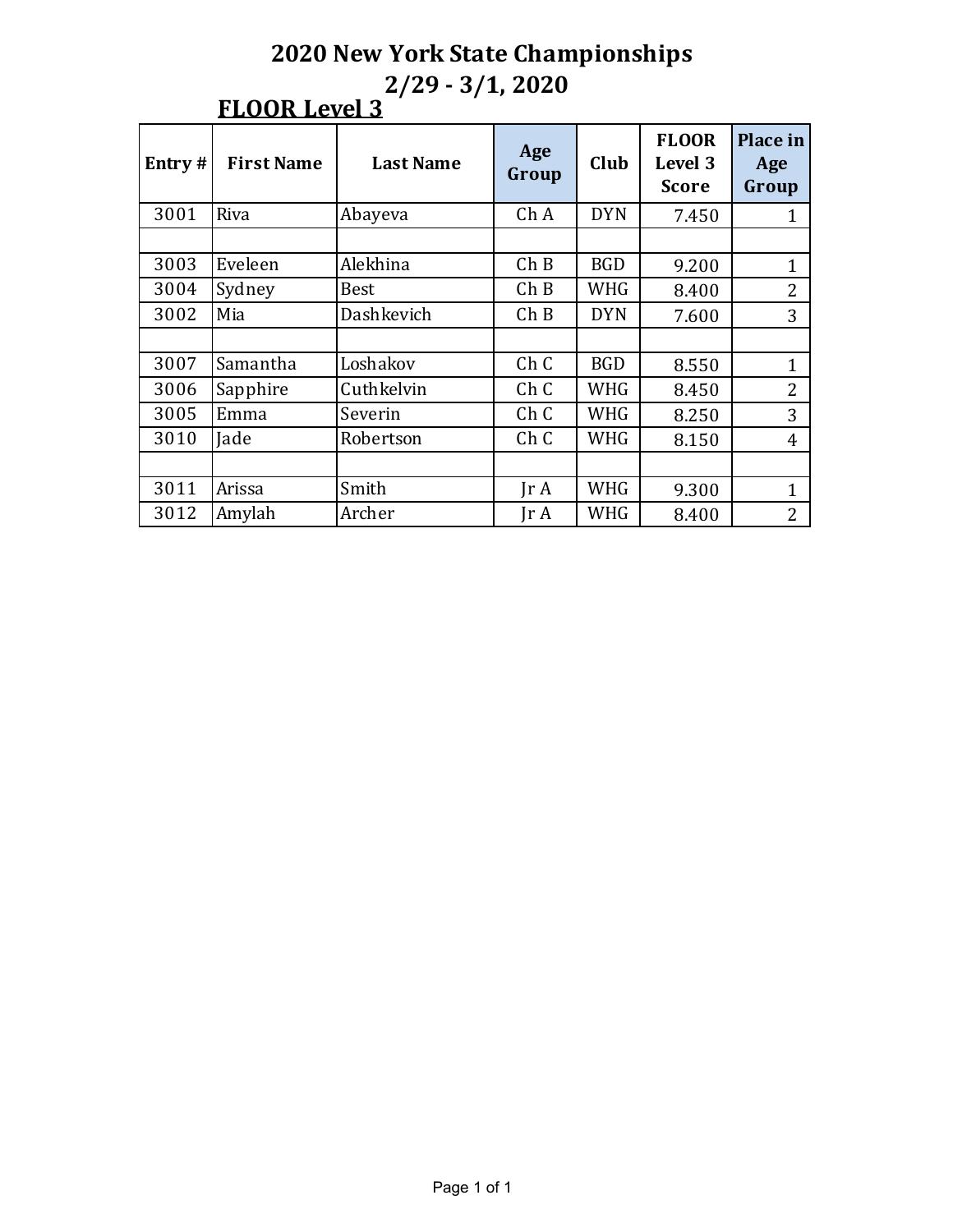# 2020 New York State Championships

## 2/29 - 3/1, 2020

### FLOOR Level 3

| Entry # | First Name | Last Name | Age Group | Club | FLOOR Level 3 Score | Place in Age Group |
|---|---|---|---|---|---|---|
| 3001 | Riva | Abayeva | Ch A | DYN | 7.450 | 1 |
| | | | | | | |
| 3003 | Eveleen | Alekhina | Ch B | BGD | 9.200 | 1 |
| 3004 | Sydney | Best | Ch B | WHG | 8.400 | 2 |
| 3002 | Mia | Dashkevich | Ch B | DYN | 7.600 | 3 |
| | | | | | | |
| 3007 | Samantha | Loshakov | Ch C | BGD | 8.550 | 1 |
| 3006 | Sapphire | Cuthkelvin | Ch C | WHG | 8.450 | 2 |
| 3005 | Emma | Severin | Ch C | WHG | 8.250 | 3 |
| 3010 | Jade | Robertson | Ch C | WHG | 8.150 | 4 |
| | | | | | | |
| 3011 | Arissa | Smith | Jr A | WHG | 9.300 | 1 |
| 3012 | Amylah | Archer | Jr A | WHG | 8.400 | 2 |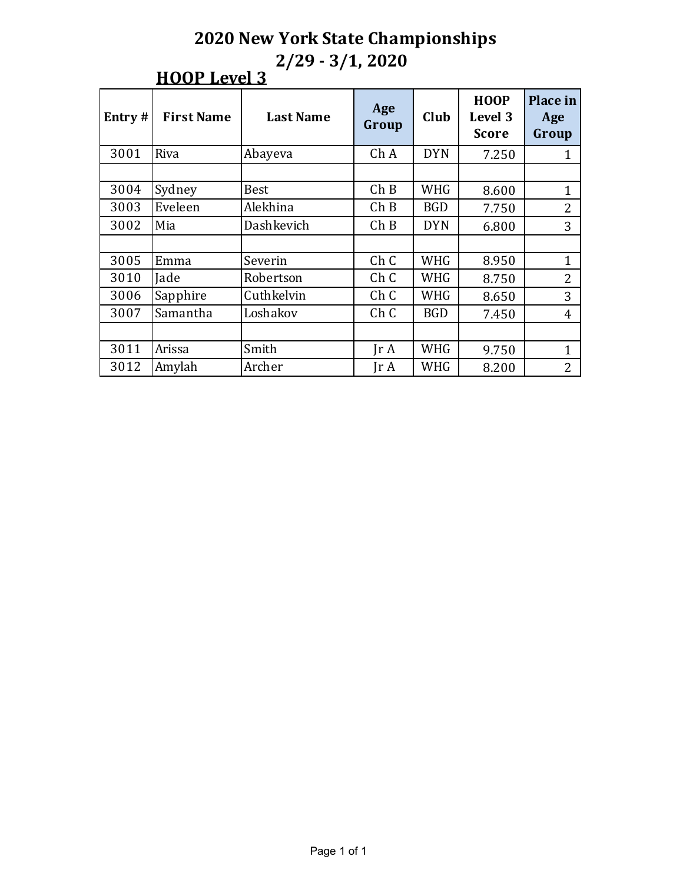# 2020 New York State Championships

## 2/29 - 3/1, 2020

### HOOP Level 3

| Entry # | First Name | Last Name | Age Group | Club | HOOP Level 3 Score | Place in Age Group |
|---|---|---|---|---|---|---|
| 3001 | Riva | Abayeva | Ch A | DYN | 7.250 | 1 |
| | | | | | | |
| 3004 | Sydney | Best | Ch B | WHG | 8.600 | 1 |
| 3003 | Eveleen | Alekhina | Ch B | BGD | 7.750 | 2 |
| 3002 | Mia | Dashkevich | Ch B | DYN | 6.800 | 3 |
| | | | | | | |
| 3005 | Emma | Severin | Ch C | WHG | 8.950 | 1 |
| 3010 | Jade | Robertson | Ch C | WHG | 8.750 | 2 |
| 3006 | Sapphire | Cuthkelvin | Ch C | WHG | 8.650 | 3 |
| 3007 | Samantha | Loshakov | Ch C | BGD | 7.450 | 4 |
| | | | | | | |
| 3011 | Arissa | Smith | Jr A | WHG | 9.750 | 1 |
| 3012 | Amylah | Archer | Jr A | WHG | 8.200 | 2 |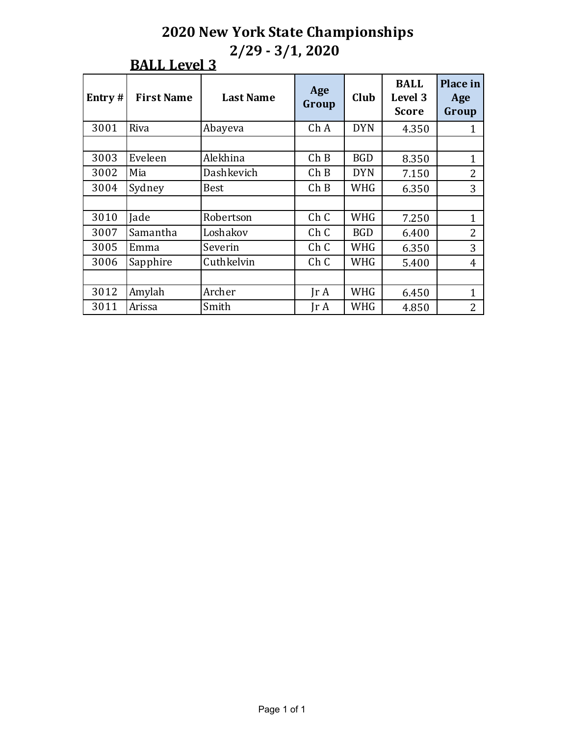# 2020 New York State Championships

## 2/29 - 3/1, 2020

### BALL Level 3

| Entry # | First Name | Last Name | Age Group | Club | BALL Level 3 Score | Place in Age Group |
|---|---|---|---|---|---|---|
| 3001 | Riva | Abayeva | Ch A | DYN | 4.350 | 1 |
| | | | | | | |
| 3003 | Eveleen | Alekhina | Ch B | BGD | 8.350 | 1 |
| 3002 | Mia | Dashkevich | Ch B | DYN | 7.150 | 2 |
| 3004 | Sydney | Best | Ch B | WHG | 6.350 | 3 |
| | | | | | | |
| 3010 | Jade | Robertson | Ch C | WHG | 7.250 | 1 |
| 3007 | Samantha | Loshakov | Ch C | BGD | 6.400 | 2 |
| 3005 | Emma | Severin | Ch C | WHG | 6.350 | 3 |
| 3006 | Sapphire | Cuthkelvin | Ch C | WHG | 5.400 | 4 |
| | | | | | | |
| 3012 | Amylah | Archer | Jr A | WHG | 6.450 | 1 |
| 3011 | Arissa | Smith | Jr A | WHG | 4.850 | 2 |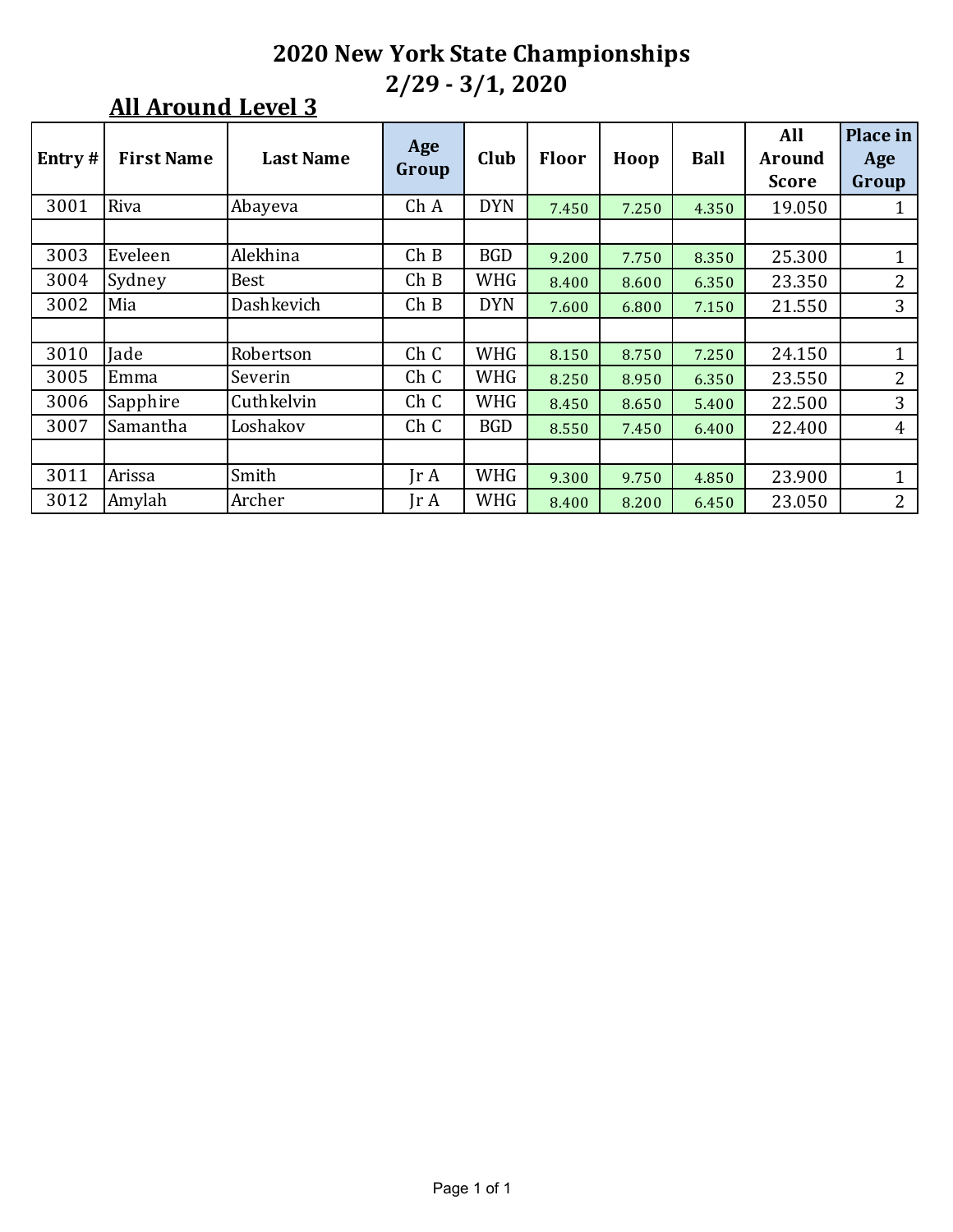# 2020 New York State Championships

## 2/29 - 3/1, 2020

### All Around Level 3

| Entry # | First Name | Last Name | Age Group | Club | Floor | Hoop | Ball | All Around Score | Place in Age Group |
|---|---|---|---|---|---|---|---|---|---|
| 3001 | Riva | Abayeva | Ch A | DYN | 7.450 | 7.250 | 4.350 | 19.050 | 1 |
| | | | | | | | | | |
| 3003 | Eveleen | Alekhina | Ch B | BGD | 9.200 | 7.750 | 8.350 | 25.300 | 1 |
| 3004 | Sydney | Best | Ch B | WHG | 8.400 | 8.600 | 6.350 | 23.350 | 2 |
| 3002 | Mia | Dashkevich | Ch B | DYN | 7.600 | 6.800 | 7.150 | 21.550 | 3 |
| | | | | | | | | | |
| 3010 | Jade | Robertson | Ch C | WHG | 8.150 | 8.750 | 7.250 | 24.150 | 1 |
| 3005 | Emma | Severin | Ch C | WHG | 8.250 | 8.950 | 6.350 | 23.550 | 2 |
| 3006 | Sapphire | Cuthkelvin | Ch C | WHG | 8.450 | 8.650 | 5.400 | 22.500 | 3 |
| 3007 | Samantha | Loshakov | Ch C | BGD | 8.550 | 7.450 | 6.400 | 22.400 | 4 |
| | | | | | | | | | |
| 3011 | Arissa | Smith | Jr A | WHG | 9.300 | 9.750 | 4.850 | 23.900 | 1 |
| 3012 | Amylah | Archer | Jr A | WHG | 8.400 | 8.200 | 6.450 | 23.050 | 2 |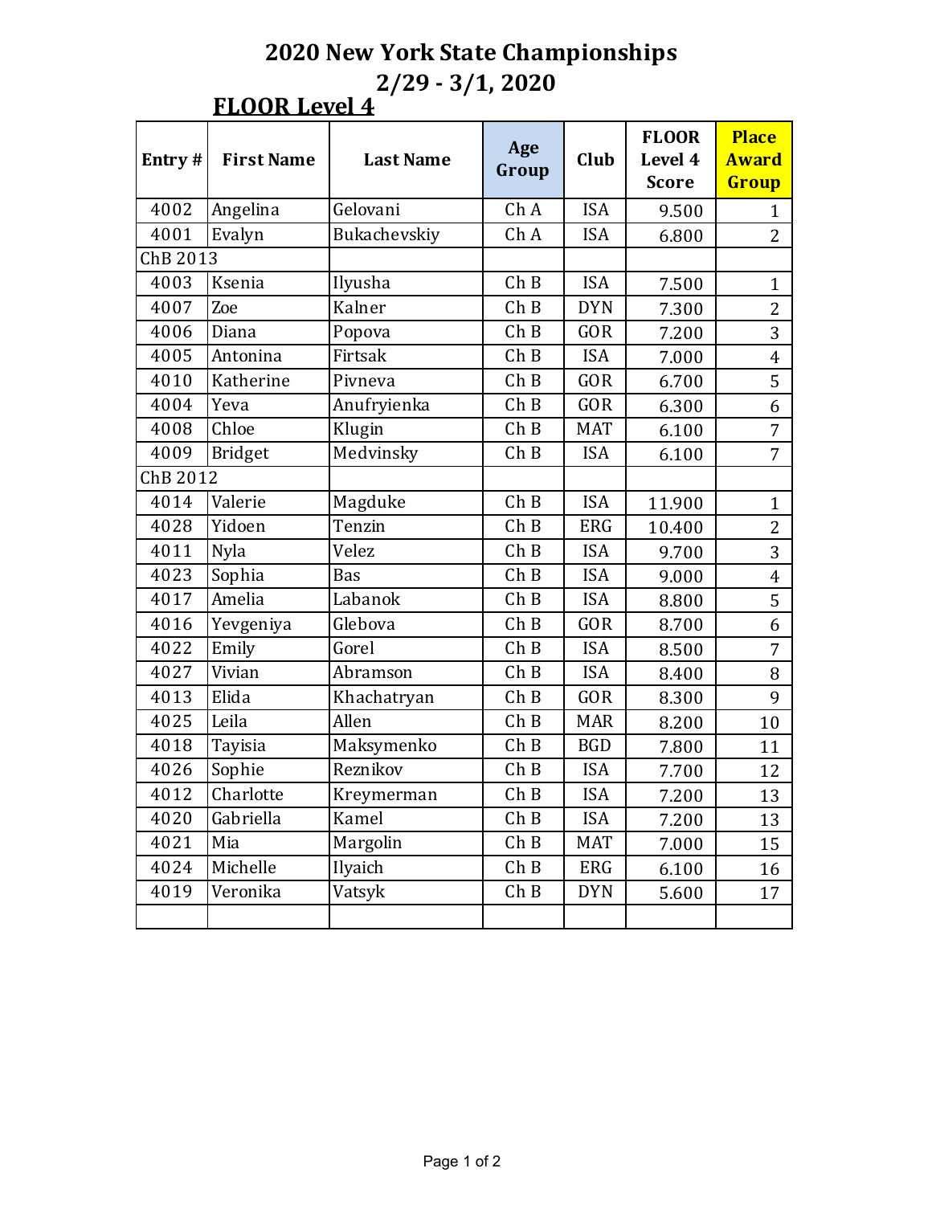# 2020 New York State Championships

## 2/29 - 3/1, 2020

### FLOOR Level 4

| Entry # | First Name | Last Name | Age Group | Club | FLOOR Level 4 Score | Place Award Group |
|---|---|---|---|---|---|---|
| 4002 | Angelina | Gelovani | Ch A | ISA | 9.500 | 1 |
| 4001 | Evalyn | Bukachevskiy | Ch A | ISA | 6.800 | 2 |
| ChB 2013 | | | | | | |
| 4003 | Ksenia | Ilyusha | Ch B | ISA | 7.500 | 1 |
| 4007 | Zoe | Kalner | Ch B | DYN | 7.300 | 2 |
| 4006 | Diana | Popova | Ch B | GOR | 7.200 | 3 |
| 4005 | Antonina | Firtsak | Ch B | ISA | 7.000 | 4 |
| 4010 | Katherine | Pivneva | Ch B | GOR | 6.700 | 5 |
| 4004 | Yeva | Anufryienka | Ch B | GOR | 6.300 | 6 |
| 4008 | Chloe | Klugin | Ch B | MAT | 6.100 | 7 |
| 4009 | Bridget | Medvinsky | Ch B | ISA | 6.100 | 7 |
| ChB 2012 | | | | | | |
| 4014 | Valerie | Magduke | Ch B | ISA | 11.900 | 1 |
| 4028 | Yidoen | Tenzin | Ch B | ERG | 10.400 | 2 |
| 4011 | Nyla | Velez | Ch B | ISA | 9.700 | 3 |
| 4023 | Sophia | Bas | Ch B | ISA | 9.000 | 4 |
| 4017 | Amelia | Labanok | Ch B | ISA | 8.800 | 5 |
| 4016 | Yevgeniya | Glebova | Ch B | GOR | 8.700 | 6 |
| 4022 | Emily | Gorel | Ch B | ISA | 8.500 | 7 |
| 4027 | Vivian | Abramson | Ch B | ISA | 8.400 | 8 |
| 4013 | Elida | Khachatryan | Ch B | GOR | 8.300 | 9 |
| 4025 | Leila | Allen | Ch B | MAR | 8.200 | 10 |
| 4018 | Tayisia | Maksymenko | Ch B | BGD | 7.800 | 11 |
| 4026 | Sophie | Reznikov | Ch B | ISA | 7.700 | 12 |
| 4012 | Charlotte | Kreymerman | Ch B | ISA | 7.200 | 13 |
| 4020 | Gabriella | Kamel | Ch B | ISA | 7.200 | 13 |
| 4021 | Mia | Margolin | Ch B | MAT | 7.000 | 15 |
| 4024 | Michelle | Ilyaich | Ch B | ERG | 6.100 | 16 |
| 4019 | Veronika | Vatsyk | Ch B | DYN | 5.600 | 17 |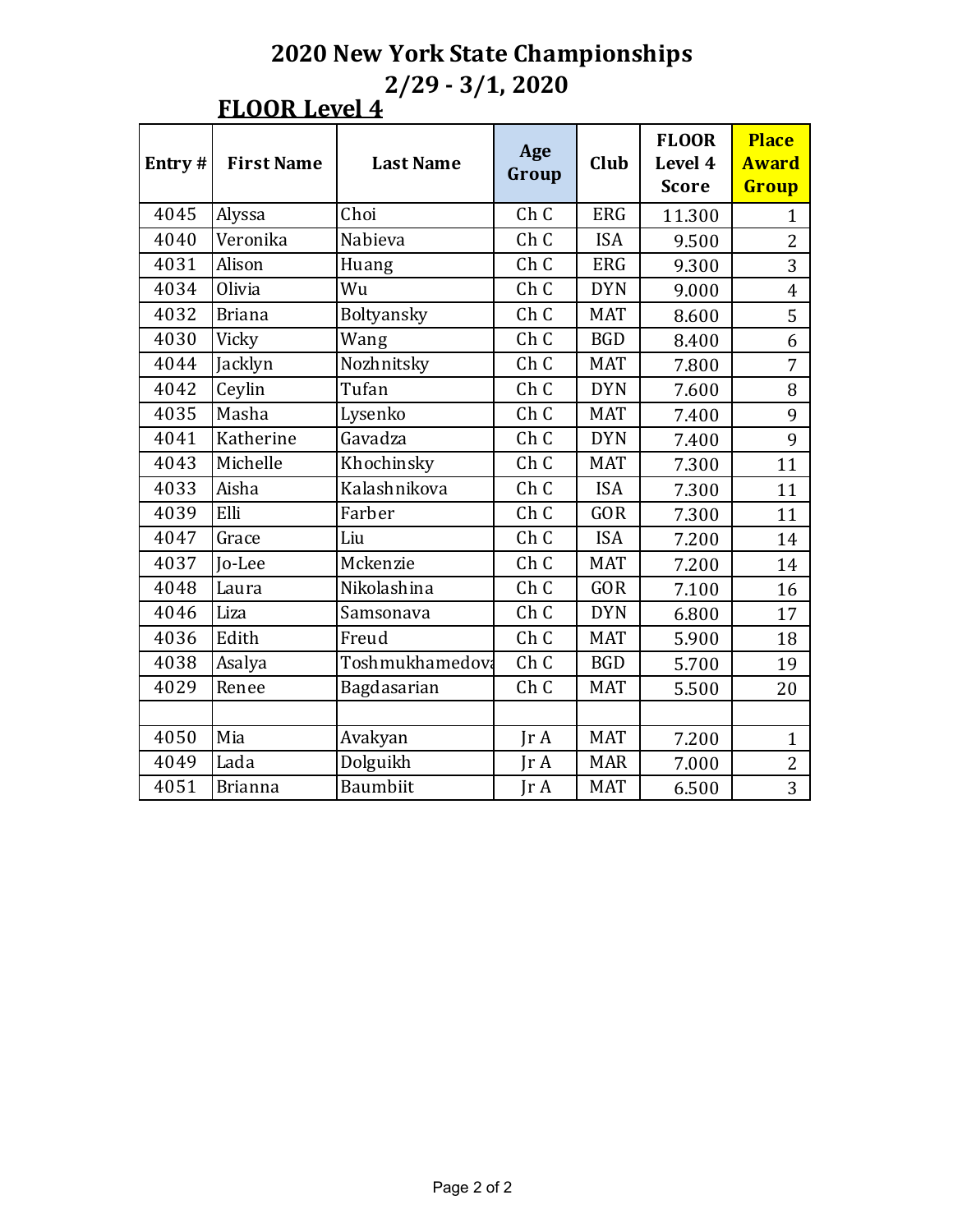# 2020 New York State Championships

## 2/29 - 3/1, 2020

### FLOOR Level 4

| Entry # | First Name | Last Name | Age Group | Club | FLOOR Level 4 Score | Place Award Group |
|---|---|---|---|---|---|---|
| 4045 | Alyssa | Choi | Ch C | ERG | 11.300 | 1 |
| 4040 | Veronika | Nabieva | Ch C | ISA | 9.500 | 2 |
| 4031 | Alison | Huang | Ch C | ERG | 9.300 | 3 |
| 4034 | Olivia | Wu | Ch C | DYN | 9.000 | 4 |
| 4032 | Briana | Boltyansky | Ch C | MAT | 8.600 | 5 |
| 4030 | Vicky | Wang | Ch C | BGD | 8.400 | 6 |
| 4044 | Jacklyn | Nozhnitsky | Ch C | MAT | 7.800 | 7 |
| 4042 | Ceylin | Tufan | Ch C | DYN | 7.600 | 8 |
| 4035 | Masha | Lysenko | Ch C | MAT | 7.400 | 9 |
| 4041 | Katherine | Gavadza | Ch C | DYN | 7.400 | 9 |
| 4043 | Michelle | Khochinsky | Ch C | MAT | 7.300 | 11 |
| 4033 | Aisha | Kalashnikova | Ch C | ISA | 7.300 | 11 |
| 4039 | Elli | Farber | Ch C | GOR | 7.300 | 11 |
| 4047 | Grace | Liu | Ch C | ISA | 7.200 | 14 |
| 4037 | Jo-Lee | Mckenzie | Ch C | MAT | 7.200 | 14 |
| 4048 | Laura | Nikolashina | Ch C | GOR | 7.100 | 16 |
| 4046 | Liza | Samsonava | Ch C | DYN | 6.800 | 17 |
| 4036 | Edith | Freud | Ch C | MAT | 5.900 | 18 |
| 4038 | Asalya | Toshmukhamedova | Ch C | BGD | 5.700 | 19 |
| 4029 | Renee | Bagdasarian | Ch C | MAT | 5.500 | 20 |
| | | | | | | |
| 4050 | Mia | Avakyan | Jr A | MAT | 7.200 | 1 |
| 4049 | Lada | Dolguikh | Jr A | MAR | 7.000 | 2 |
| 4051 | Brianna | Baumbiit | Jr A | MAT | 6.500 | 3 |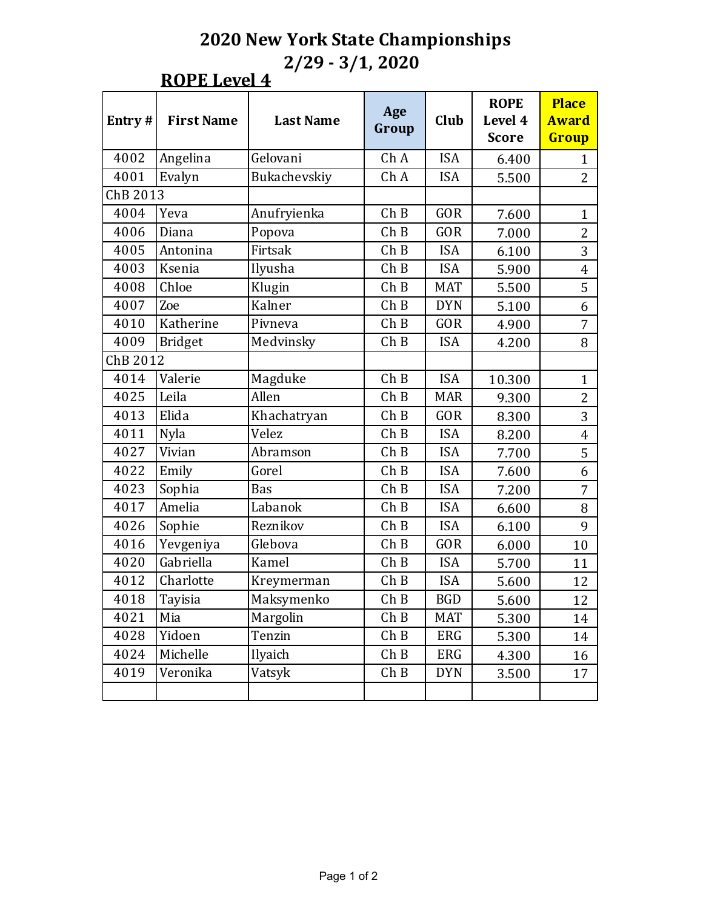# 2020 New York State Championships

## 2/29 - 3/1, 2020

### ROPE Level 4

| Entry # | First Name | Last Name | Age Group | Club | ROPE Level 4 Score | Place Award Group |
|---|---|---|---|---|---|---|
| 4002 | Angelina | Gelovani | Ch A | ISA | 6.400 | 1 |
| 4001 | Evalyn | Bukachevskiy | Ch A | ISA | 5.500 | 2 |
| ChB 2013 | | | | | | |
| 4004 | Yeva | Anufryienka | Ch B | GOR | 7.600 | 1 |
| 4006 | Diana | Popova | Ch B | GOR | 7.000 | 2 |
| 4005 | Antonina | Firtsak | Ch B | ISA | 6.100 | 3 |
| 4003 | Ksenia | Ilyusha | Ch B | ISA | 5.900 | 4 |
| 4008 | Chloe | Klugin | Ch B | MAT | 5.500 | 5 |
| 4007 | Zoe | Kalner | Ch B | DYN | 5.100 | 6 |
| 4010 | Katherine | Pivneva | Ch B | GOR | 4.900 | 7 |
| 4009 | Bridget | Medvinsky | Ch B | ISA | 4.200 | 8 |
| ChB 2012 | | | | | | |
| 4014 | Valerie | Magduke | Ch B | ISA | 10.300 | 1 |
| 4025 | Leila | Allen | Ch B | MAR | 9.300 | 2 |
| 4013 | Elida | Khachatryan | Ch B | GOR | 8.300 | 3 |
| 4011 | Nyla | Velez | Ch B | ISA | 8.200 | 4 |
| 4027 | Vivian | Abramson | Ch B | ISA | 7.700 | 5 |
| 4022 | Emily | Gorel | Ch B | ISA | 7.600 | 6 |
| 4023 | Sophia | Bas | Ch B | ISA | 7.200 | 7 |
| 4017 | Amelia | Labanok | Ch B | ISA | 6.600 | 8 |
| 4026 | Sophie | Reznikov | Ch B | ISA | 6.100 | 9 |
| 4016 | Yevgeniya | Glebova | Ch B | GOR | 6.000 | 10 |
| 4020 | Gabriella | Kamel | Ch B | ISA | 5.700 | 11 |
| 4012 | Charlotte | Kreymerman | Ch B | ISA | 5.600 | 12 |
| 4018 | Tayisia | Maksymenko | Ch B | BGD | 5.600 | 12 |
| 4021 | Mia | Margolin | Ch B | MAT | 5.300 | 14 |
| 4028 | Yidoen | Tenzin | Ch B | ERG | 5.300 | 14 |
| 4024 | Michelle | Ilyaich | Ch B | ERG | 4.300 | 16 |
| 4019 | Veronika | Vatsyk | Ch B | DYN | 3.500 | 17 |
| | | | | | | |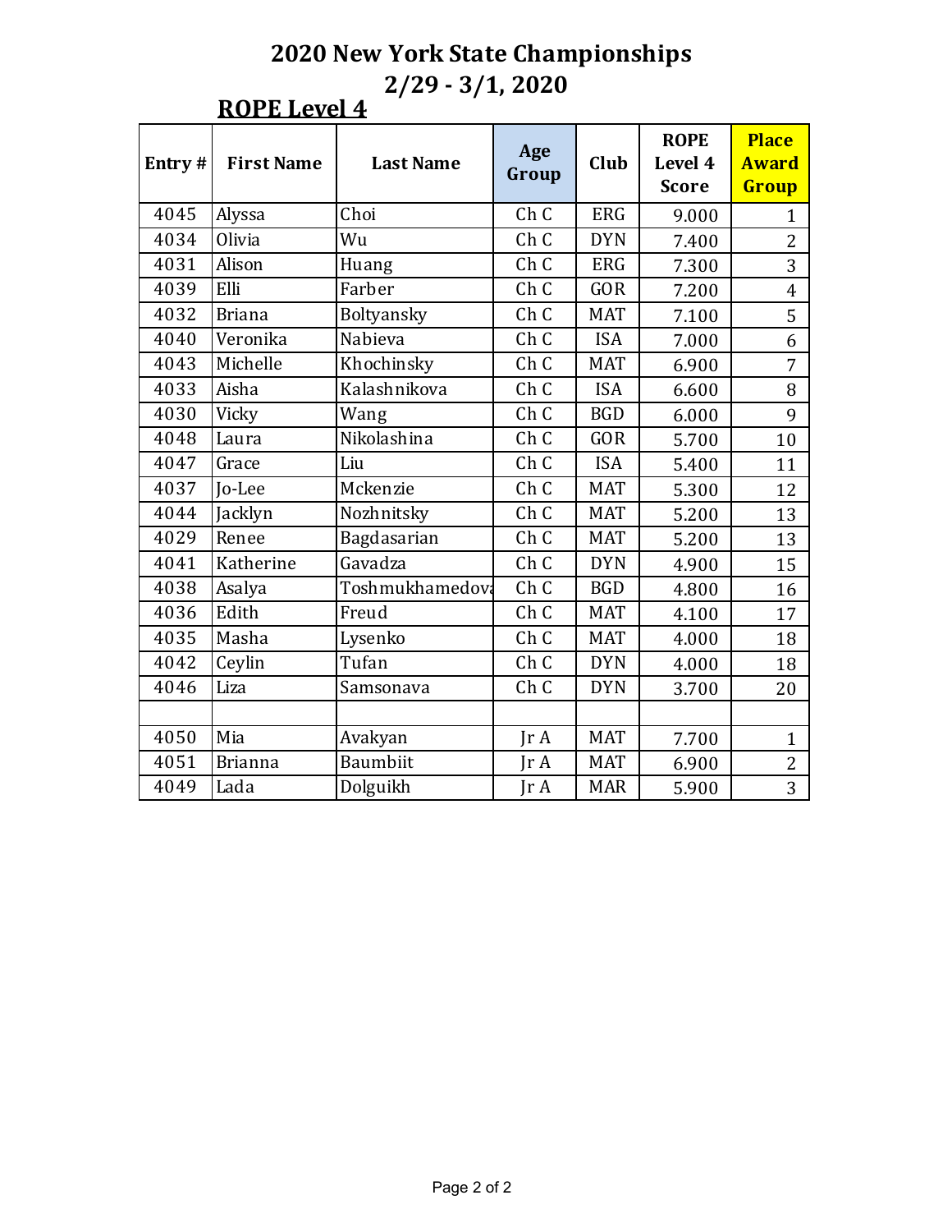# 2020 New York State Championships

## 2/29 - 3/1, 2020

### ROPE Level 4

| Entry # | First Name | Last Name | Age Group | Club | ROPE Level 4 Score | Place Award Group |
|---|---|---|---|---|---|---|
| 4045 | Alyssa | Choi | Ch C | ERG | 9.000 | 1 |
| 4034 | Olivia | Wu | Ch C | DYN | 7.400 | 2 |
| 4031 | Alison | Huang | Ch C | ERG | 7.300 | 3 |
| 4039 | Elli | Farber | Ch C | GOR | 7.200 | 4 |
| 4032 | Briana | Boltyansky | Ch C | MAT | 7.100 | 5 |
| 4040 | Veronika | Nabieva | Ch C | ISA | 7.000 | 6 |
| 4043 | Michelle | Khochinsky | Ch C | MAT | 6.900 | 7 |
| 4033 | Aisha | Kalashnikova | Ch C | ISA | 6.600 | 8 |
| 4030 | Vicky | Wang | Ch C | BGD | 6.000 | 9 |
| 4048 | Laura | Nikolashina | Ch C | GOR | 5.700 | 10 |
| 4047 | Grace | Liu | Ch C | ISA | 5.400 | 11 |
| 4037 | Jo-Lee | Mckenzie | Ch C | MAT | 5.300 | 12 |
| 4044 | Jacklyn | Nozhnitsky | Ch C | MAT | 5.200 | 13 |
| 4029 | Renee | Bagdasarian | Ch C | MAT | 5.200 | 13 |
| 4041 | Katherine | Gavadza | Ch C | DYN | 4.900 | 15 |
| 4038 | Asalya | Toshmukhamedova | Ch C | BGD | 4.800 | 16 |
| 4036 | Edith | Freud | Ch C | MAT | 4.100 | 17 |
| 4035 | Masha | Lysenko | Ch C | MAT | 4.000 | 18 |
| 4042 | Ceylin | Tufan | Ch C | DYN | 4.000 | 18 |
| 4046 | Liza | Samsonava | Ch C | DYN | 3.700 | 20 |
| | | | | | | |
| 4050 | Mia | Avakyan | Jr A | MAT | 7.700 | 1 |
| 4051 | Brianna | Baumbiit | Jr A | MAT | 6.900 | 2 |
| 4049 | Lada | Dolguikh | Jr A | MAR | 5.900 | 3 |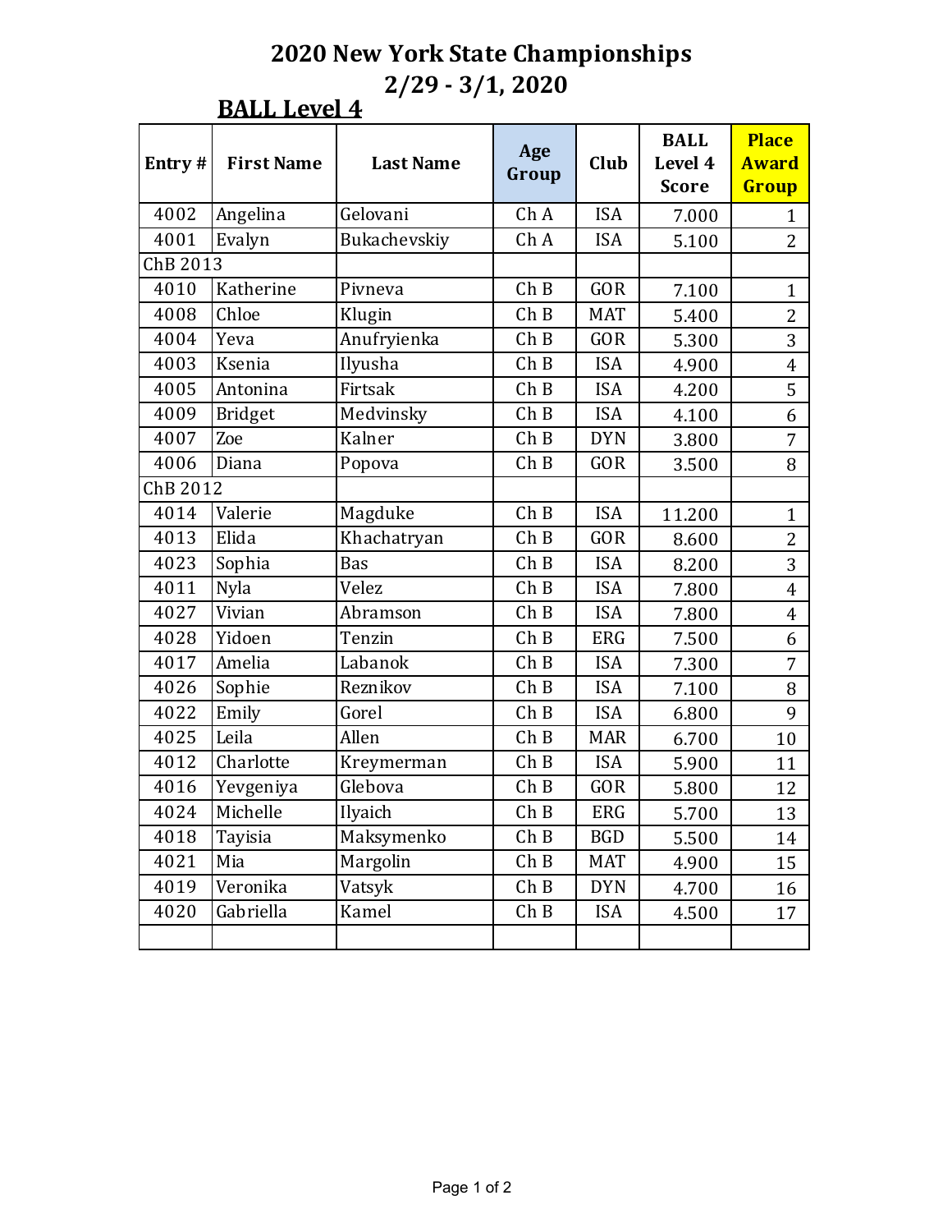# 2020 New York State Championships

## 2/29 - 3/1, 2020

### BALL Level 4

| Entry # | First Name | Last Name | Age Group | Club | BALL Level 4 Score | Place Award Group |
|---|---|---|---|---|---|---|
| 4002 | Angelina | Gelovani | Ch A | ISA | 7.000 | 1 |
| 4001 | Evalyn | Bukachevskiy | Ch A | ISA | 5.100 | 2 |
| ChB 2013 | | | | | | |
| 4010 | Katherine | Pivneva | Ch B | GOR | 7.100 | 1 |
| 4008 | Chloe | Klugin | Ch B | MAT | 5.400 | 2 |
| 4004 | Yeva | Anufryienka | Ch B | GOR | 5.300 | 3 |
| 4003 | Ksenia | Ilyusha | Ch B | ISA | 4.900 | 4 |
| 4005 | Antonina | Firtsak | Ch B | ISA | 4.200 | 5 |
| 4009 | Bridget | Medvinsky | Ch B | ISA | 4.100 | 6 |
| 4007 | Zoe | Kalner | Ch B | DYN | 3.800 | 7 |
| 4006 | Diana | Popova | Ch B | GOR | 3.500 | 8 |
| ChB 2012 | | | | | | |
| 4014 | Valerie | Magduke | Ch B | ISA | 11.200 | 1 |
| 4013 | Elida | Khachatryan | Ch B | GOR | 8.600 | 2 |
| 4023 | Sophia | Bas | Ch B | ISA | 8.200 | 3 |
| 4011 | Nyla | Velez | Ch B | ISA | 7.800 | 4 |
| 4027 | Vivian | Abramson | Ch B | ISA | 7.800 | 4 |
| 4028 | Yidoen | Tenzin | Ch B | ERG | 7.500 | 6 |
| 4017 | Amelia | Labanok | Ch B | ISA | 7.300 | 7 |
| 4026 | Sophie | Reznikov | Ch B | ISA | 7.100 | 8 |
| 4022 | Emily | Gorel | Ch B | ISA | 6.800 | 9 |
| 4025 | Leila | Allen | Ch B | MAR | 6.700 | 10 |
| 4012 | Charlotte | Kreymerman | Ch B | ISA | 5.900 | 11 |
| 4016 | Yevgeniya | Glebova | Ch B | GOR | 5.800 | 12 |
| 4024 | Michelle | Ilyaich | Ch B | ERG | 5.700 | 13 |
| 4018 | Tayisia | Maksymenko | Ch B | BGD | 5.500 | 14 |
| 4021 | Mia | Margolin | Ch B | MAT | 4.900 | 15 |
| 4019 | Veronika | Vatsyk | Ch B | DYN | 4.700 | 16 |
| 4020 | Gabriella | Kamel | Ch B | ISA | 4.500 | 17 |
| | | | | | | |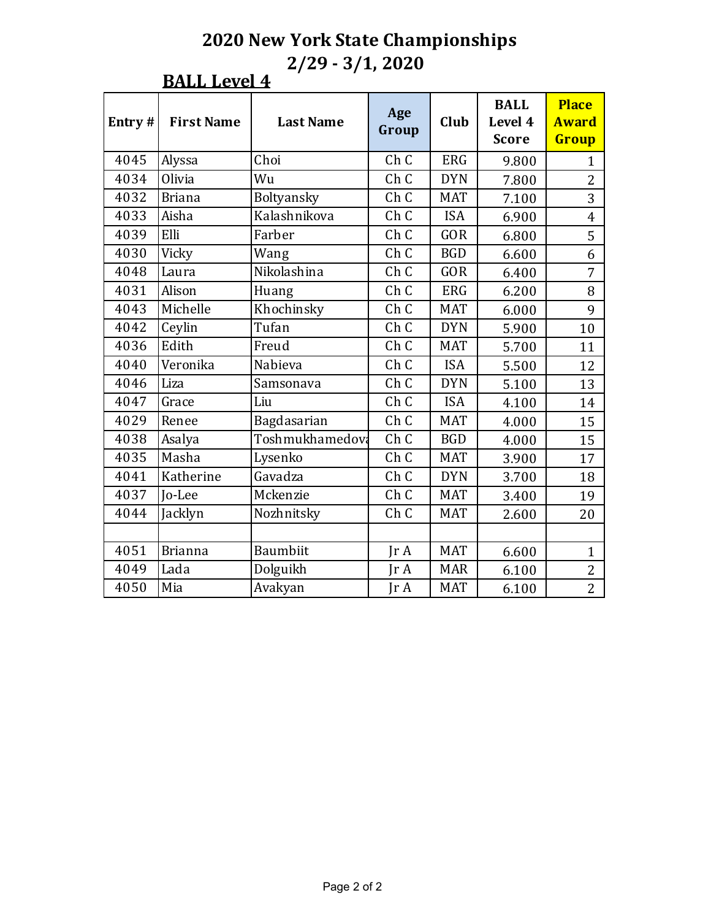# 2020 New York State Championships
## 2/29 - 3/1, 2020

### BALL Level 4

| Entry # | First Name | Last Name | Age Group | Club | BALL Level 4 Score | Place Award Group |
|---|---|---|---|---|---|---|
| 4045 | Alyssa | Choi | Ch C | ERG | 9.800 | 1 |
| 4034 | Olivia | Wu | Ch C | DYN | 7.800 | 2 |
| 4032 | Briana | Boltyansky | Ch C | MAT | 7.100 | 3 |
| 4033 | Aisha | Kalashnikova | Ch C | ISA | 6.900 | 4 |
| 4039 | Elli | Farber | Ch C | GOR | 6.800 | 5 |
| 4030 | Vicky | Wang | Ch C | BGD | 6.600 | 6 |
| 4048 | Laura | Nikolashina | Ch C | GOR | 6.400 | 7 |
| 4031 | Alison | Huang | Ch C | ERG | 6.200 | 8 |
| 4043 | Michelle | Khochinsky | Ch C | MAT | 6.000 | 9 |
| 4042 | Ceylin | Tufan | Ch C | DYN | 5.900 | 10 |
| 4036 | Edith | Freud | Ch C | MAT | 5.700 | 11 |
| 4040 | Veronika | Nabieva | Ch C | ISA | 5.500 | 12 |
| 4046 | Liza | Samsonava | Ch C | DYN | 5.100 | 13 |
| 4047 | Grace | Liu | Ch C | ISA | 4.100 | 14 |
| 4029 | Renee | Bagdasarian | Ch C | MAT | 4.000 | 15 |
| 4038 | Asalya | Toshmukhamedova | Ch C | BGD | 4.000 | 15 |
| 4035 | Masha | Lysenko | Ch C | MAT | 3.900 | 17 |
| 4041 | Katherine | Gavadza | Ch C | DYN | 3.700 | 18 |
| 4037 | Jo-Lee | Mckenzie | Ch C | MAT | 3.400 | 19 |
| 4044 | Jacklyn | Nozhnitsky | Ch C | MAT | 2.600 | 20 |
| | | | | | | |
| 4051 | Brianna | Baumbiit | Jr A | MAT | 6.600 | 1 |
| 4049 | Lada | Dolguikh | Jr A | MAR | 6.100 | 2 |
| 4050 | Mia | Avakyan | Jr A | MAT | 6.100 | 2 |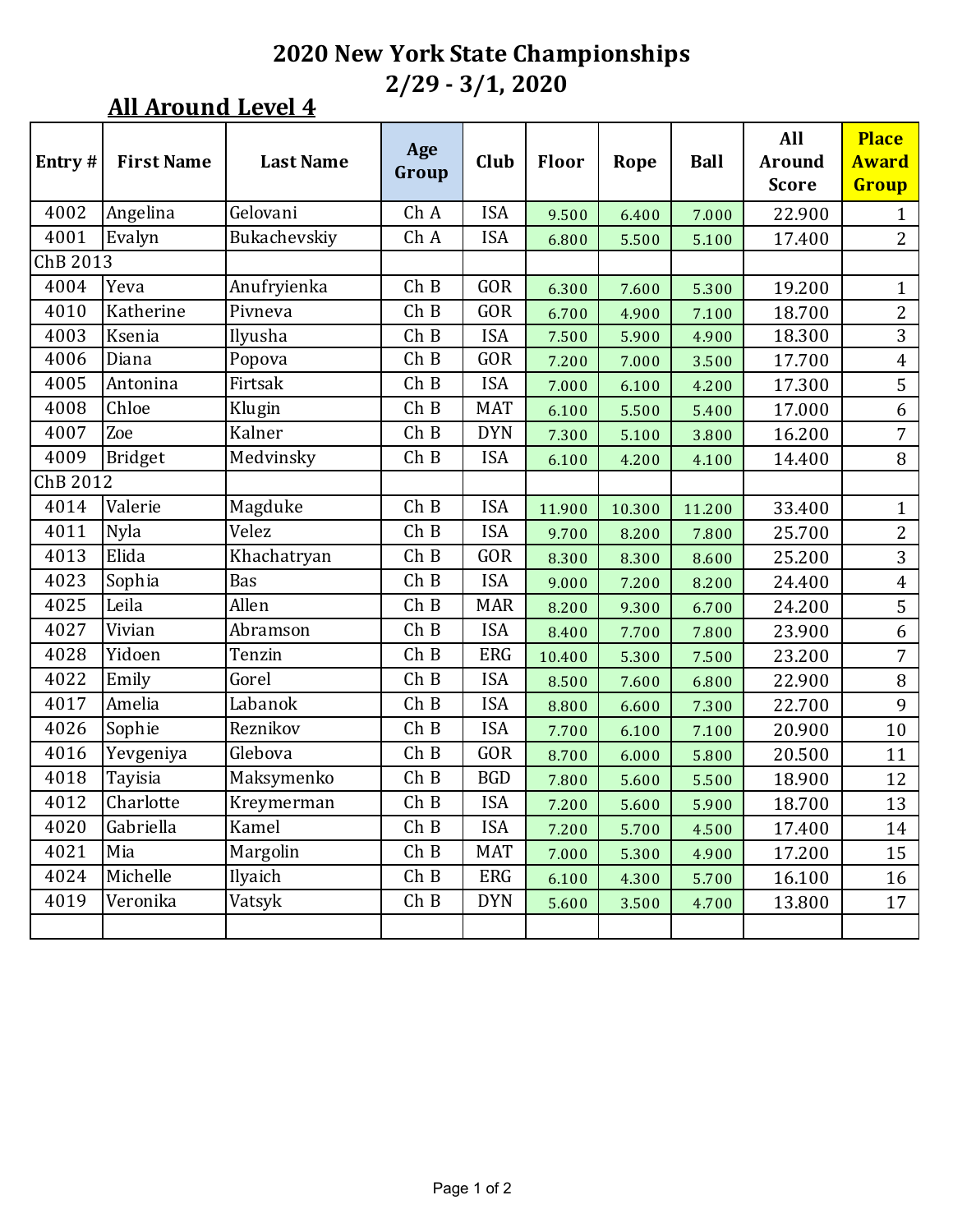# 2020 New York State Championships

## 2/29 - 3/1, 2020

### All Around Level 4

| Entry # | First Name | Last Name | Age Group | Club | Floor | Rope | Ball | All Around Score | Place Award Group |
|---|---|---|---|---|---|---|---|---|---|
| 4002 | Angelina | Gelovani | Ch A | ISA | 9.500 | 6.400 | 7.000 | 22.900 | 1 |
| 4001 | Evalyn | Bukachevskiy | Ch A | ISA | 6.800 | 5.500 | 5.100 | 17.400 | 2 |
| ChB 2013 | | | | | | | | | |
| 4004 | Yeva | Anufryienka | Ch B | GOR | 6.300 | 7.600 | 5.300 | 19.200 | 1 |
| 4010 | Katherine | Pivneva | Ch B | GOR | 6.700 | 4.900 | 7.100 | 18.700 | 2 |
| 4003 | Ksenia | Ilyusha | Ch B | ISA | 7.500 | 5.900 | 4.900 | 18.300 | 3 |
| 4006 | Diana | Popova | Ch B | GOR | 7.200 | 7.000 | 3.500 | 17.700 | 4 |
| 4005 | Antonina | Firtsak | Ch B | ISA | 7.000 | 6.100 | 4.200 | 17.300 | 5 |
| 4008 | Chloe | Klugin | Ch B | MAT | 6.100 | 5.500 | 5.400 | 17.000 | 6 |
| 4007 | Zoe | Kalner | Ch B | DYN | 7.300 | 5.100 | 3.800 | 16.200 | 7 |
| 4009 | Bridget | Medvinsky | Ch B | ISA | 6.100 | 4.200 | 4.100 | 14.400 | 8 |
| ChB 2012 | | | | | | | | | |
| 4014 | Valerie | Magduke | Ch B | ISA | 11.900 | 10.300 | 11.200 | 33.400 | 1 |
| 4011 | Nyla | Velez | Ch B | ISA | 9.700 | 8.200 | 7.800 | 25.700 | 2 |
| 4013 | Elida | Khachatryan | Ch B | GOR | 8.300 | 8.300 | 8.600 | 25.200 | 3 |
| 4023 | Sophia | Bas | Ch B | ISA | 9.000 | 7.200 | 8.200 | 24.400 | 4 |
| 4025 | Leila | Allen | Ch B | MAR | 8.200 | 9.300 | 6.700 | 24.200 | 5 |
| 4027 | Vivian | Abramson | Ch B | ISA | 8.400 | 7.700 | 7.800 | 23.900 | 6 |
| 4028 | Yidoen | Tenzin | Ch B | ERG | 10.400 | 5.300 | 7.500 | 23.200 | 7 |
| 4022 | Emily | Gorel | Ch B | ISA | 8.500 | 7.600 | 6.800 | 22.900 | 8 |
| 4017 | Amelia | Labanok | Ch B | ISA | 8.800 | 6.600 | 7.300 | 22.700 | 9 |
| 4026 | Sophie | Reznikov | Ch B | ISA | 7.700 | 6.100 | 7.100 | 20.900 | 10 |
| 4016 | Yevgeniya | Glebova | Ch B | GOR | 8.700 | 6.000 | 5.800 | 20.500 | 11 |
| 4018 | Tayisia | Maksymenko | Ch B | BGD | 7.800 | 5.600 | 5.500 | 18.900 | 12 |
| 4012 | Charlotte | Kreymerman | Ch B | ISA | 7.200 | 5.600 | 5.900 | 18.700 | 13 |
| 4020 | Gabriella | Kamel | Ch B | ISA | 7.200 | 5.700 | 4.500 | 17.400 | 14 |
| 4021 | Mia | Margolin | Ch B | MAT | 7.000 | 5.300 | 4.900 | 17.200 | 15 |
| 4024 | Michelle | Ilyaich | Ch B | ERG | 6.100 | 4.300 | 5.700 | 16.100 | 16 |
| 4019 | Veronika | Vatsyk | Ch B | DYN | 5.600 | 3.500 | 4.700 | 13.800 | 17 |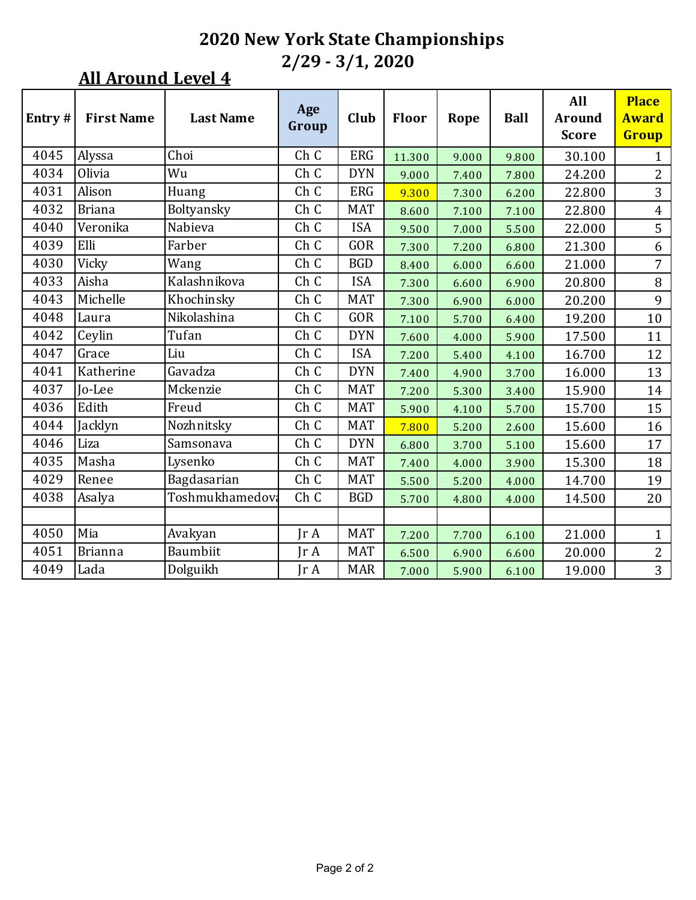# 2020 New York State Championships
## 2/29 - 3/1, 2020

### All Around Level 4

| Entry # | First Name | Last Name | Age Group | Club | Floor | Rope | Ball | All Around Score | Place Award Group |
|---|---|---|---|---|---|---|---|---|---|
| 4045 | Alyssa | Choi | Ch C | ERG | 11.300 | 9.000 | 9.800 | 30.100 | 1 |
| 4034 | Olivia | Wu | Ch C | DYN | 9.000 | 7.400 | 7.800 | 24.200 | 2 |
| 4031 | Alison | Huang | Ch C | ERG | 9.300 | 7.300 | 6.200 | 22.800 | 3 |
| 4032 | Briana | Boltyansky | Ch C | MAT | 8.600 | 7.100 | 7.100 | 22.800 | 4 |
| 4040 | Veronika | Nabieva | Ch C | ISA | 9.500 | 7.000 | 5.500 | 22.000 | 5 |
| 4039 | Elli | Farber | Ch C | GOR | 7.300 | 7.200 | 6.800 | 21.300 | 6 |
| 4030 | Vicky | Wang | Ch C | BGD | 8.400 | 6.000 | 6.600 | 21.000 | 7 |
| 4033 | Aisha | Kalashnikova | Ch C | ISA | 7.300 | 6.600 | 6.900 | 20.800 | 8 |
| 4043 | Michelle | Khochinsky | Ch C | MAT | 7.300 | 6.900 | 6.000 | 20.200 | 9 |
| 4048 | Laura | Nikolashina | Ch C | GOR | 7.100 | 5.700 | 6.400 | 19.200 | 10 |
| 4042 | Ceylin | Tufan | Ch C | DYN | 7.600 | 4.000 | 5.900 | 17.500 | 11 |
| 4047 | Grace | Liu | Ch C | ISA | 7.200 | 5.400 | 4.100 | 16.700 | 12 |
| 4041 | Katherine | Gavadza | Ch C | DYN | 7.400 | 4.900 | 3.700 | 16.000 | 13 |
| 4037 | Jo-Lee | Mckenzie | Ch C | MAT | 7.200 | 5.300 | 3.400 | 15.900 | 14 |
| 4036 | Edith | Freud | Ch C | MAT | 5.900 | 4.100 | 5.700 | 15.700 | 15 |
| 4044 | Jacklyn | Nozhnitsky | Ch C | MAT | 7.800 | 5.200 | 2.600 | 15.600 | 16 |
| 4046 | Liza | Samsonava | Ch C | DYN | 6.800 | 3.700 | 5.100 | 15.600 | 17 |
| 4035 | Masha | Lysenko | Ch C | MAT | 7.400 | 4.000 | 3.900 | 15.300 | 18 |
| 4029 | Renee | Bagdasarian | Ch C | MAT | 5.500 | 5.200 | 4.000 | 14.700 | 19 |
| 4038 | Asalya | Toshmukhamedova | Ch C | BGD | 5.700 | 4.800 | 4.000 | 14.500 | 20 |
| | | | | | | | | | |
| 4050 | Mia | Avakyan | Jr A | MAT | 7.200 | 7.700 | 6.100 | 21.000 | 1 |
| 4051 | Brianna | Baumbiit | Jr A | MAT | 6.500 | 6.900 | 6.600 | 20.000 | 2 |
| 4049 | Lada | Dolguikh | Jr A | MAR | 7.000 | 5.900 | 6.100 | 19.000 | 3 |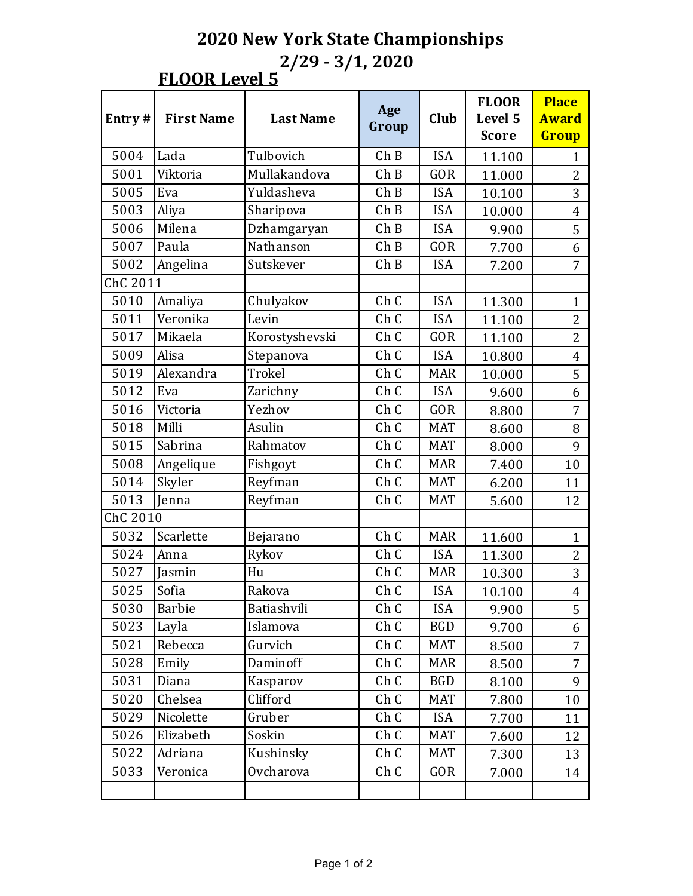# 2020 New York State Championships

## 2/29 - 3/1, 2020

### FLOOR Level 5

| Entry # | First Name | Last Name | Age Group | Club | FLOOR Level 5 Score | Place Award Group |
|---|---|---|---|---|---|---|
| 5004 | Lada | Tulbovich | Ch B | ISA | 11.100 | 1 |
| 5001 | Viktoria | Mullakandova | Ch B | GOR | 11.000 | 2 |
| 5005 | Eva | Yuldasheva | Ch B | ISA | 10.100 | 3 |
| 5003 | Aliya | Sharipova | Ch B | ISA | 10.000 | 4 |
| 5006 | Milena | Dzhamgaryan | Ch B | ISA | 9.900 | 5 |
| 5007 | Paula | Nathanson | Ch B | GOR | 7.700 | 6 |
| 5002 | Angelina | Sutskever | Ch B | ISA | 7.200 | 7 |
| ChC 2011 | | | | | | |
| 5010 | Amaliya | Chulyakov | Ch C | ISA | 11.300 | 1 |
| 5011 | Veronika | Levin | Ch C | ISA | 11.100 | 2 |
| 5017 | Mikaela | Korostyshevski | Ch C | GOR | 11.100 | 2 |
| 5009 | Alisa | Stepanova | Ch C | ISA | 10.800 | 4 |
| 5019 | Alexandra | Trokel | Ch C | MAR | 10.000 | 5 |
| 5012 | Eva | Zarichny | Ch C | ISA | 9.600 | 6 |
| 5016 | Victoria | Yezhov | Ch C | GOR | 8.800 | 7 |
| 5018 | Milli | Asulin | Ch C | MAT | 8.600 | 8 |
| 5015 | Sabrina | Rahmatov | Ch C | MAT | 8.000 | 9 |
| 5008 | Angelique | Fishgoyt | Ch C | MAR | 7.400 | 10 |
| 5014 | Skyler | Reyfman | Ch C | MAT | 6.200 | 11 |
| 5013 | Jenna | Reyfman | Ch C | MAT | 5.600 | 12 |
| ChC 2010 | | | | | | |
| 5032 | Scarlette | Bejarano | Ch C | MAR | 11.600 | 1 |
| 5024 | Anna | Rykov | Ch C | ISA | 11.300 | 2 |
| 5027 | Jasmin | Hu | Ch C | MAR | 10.300 | 3 |
| 5025 | Sofia | Rakova | Ch C | ISA | 10.100 | 4 |
| 5030 | Barbie | Batiashvili | Ch C | ISA | 9.900 | 5 |
| 5023 | Layla | Islamova | Ch C | BGD | 9.700 | 6 |
| 5021 | Rebecca | Gurvich | Ch C | MAT | 8.500 | 7 |
| 5028 | Emily | Daminoff | Ch C | MAR | 8.500 | 7 |
| 5031 | Diana | Kasparov | Ch C | BGD | 8.100 | 9 |
| 5020 | Chelsea | Clifford | Ch C | MAT | 7.800 | 10 |
| 5029 | Nicolette | Gruber | Ch C | ISA | 7.700 | 11 |
| 5026 | Elizabeth | Soskin | Ch C | MAT | 7.600 | 12 |
| 5022 | Adriana | Kushinsky | Ch C | MAT | 7.300 | 13 |
| 5033 | Veronica | Ovcharova | Ch C | GOR | 7.000 | 14 |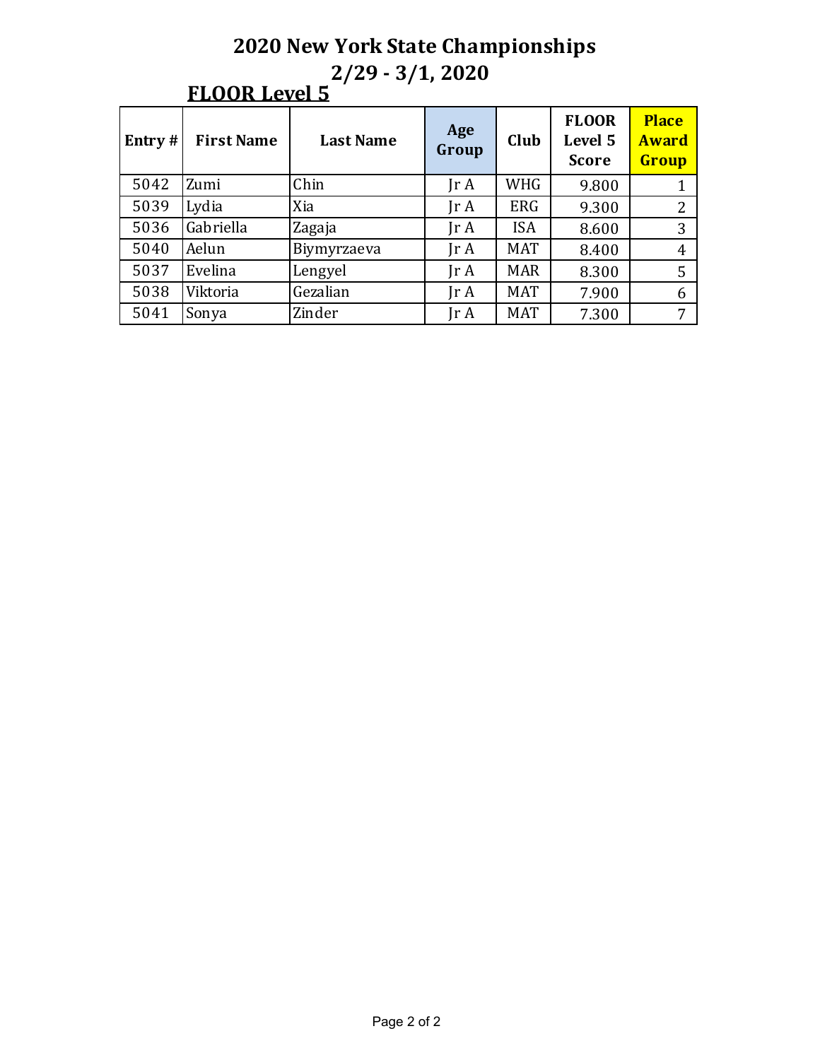# 2020 New York State Championships
## 2/29 - 3/1, 2020

### FLOOR Level 5

| Entry # | First Name | Last Name | Age Group | Club | FLOOR Level 5 Score | Place Award Group |
|---|---|---|---|---|---|---|
| 5042 | Zumi | Chin | Jr A | WHG | 9.800 | 1 |
| 5039 | Lydia | Xia | Jr A | ERG | 9.300 | 2 |
| 5036 | Gabriella | Zagaja | Jr A | ISA | 8.600 | 3 |
| 5040 | Aelun | Biymyrzaeva | Jr A | MAT | 8.400 | 4 |
| 5037 | Evelina | Lengyel | Jr A | MAR | 8.300 | 5 |
| 5038 | Viktoria | Gezalian | Jr A | MAT | 7.900 | 6 |
| 5041 | Sonya | Zinder | Jr A | MAT | 7.300 | 7 |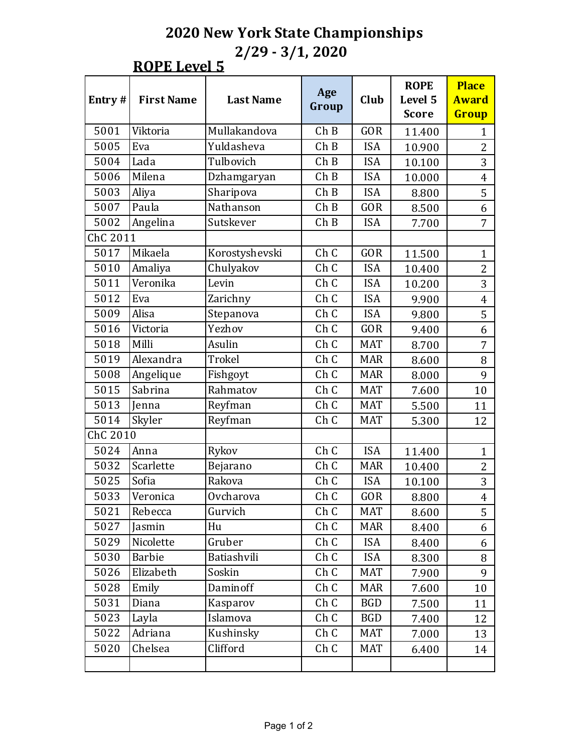# 2020 New York State Championships

## 2/29 - 3/1, 2020

### ROPE Level 5

| Entry # | First Name | Last Name | Age Group | Club | ROPE Level 5 Score | Place Award Group |
|---|---|---|---|---|---|---|
| 5001 | Viktoria | Mullakandova | Ch B | GOR | 11.400 | 1 |
| 5005 | Eva | Yuldasheva | Ch B | ISA | 10.900 | 2 |
| 5004 | Lada | Tulbovich | Ch B | ISA | 10.100 | 3 |
| 5006 | Milena | Dzhamgaryan | Ch B | ISA | 10.000 | 4 |
| 5003 | Aliya | Sharipova | Ch B | ISA | 8.800 | 5 |
| 5007 | Paula | Nathanson | Ch B | GOR | 8.500 | 6 |
| 5002 | Angelina | Sutskever | Ch B | ISA | 7.700 | 7 |
| ChC 2011 | | | | | | |
| 5017 | Mikaela | Korostyshevski | Ch C | GOR | 11.500 | 1 |
| 5010 | Amaliya | Chulyakov | Ch C | ISA | 10.400 | 2 |
| 5011 | Veronika | Levin | Ch C | ISA | 10.200 | 3 |
| 5012 | Eva | Zarichny | Ch C | ISA | 9.900 | 4 |
| 5009 | Alisa | Stepanova | Ch C | ISA | 9.800 | 5 |
| 5016 | Victoria | Yezhov | Ch C | GOR | 9.400 | 6 |
| 5018 | Milli | Asulin | Ch C | MAT | 8.700 | 7 |
| 5019 | Alexandra | Trokel | Ch C | MAR | 8.600 | 8 |
| 5008 | Angelique | Fishgoyt | Ch C | MAR | 8.000 | 9 |
| 5015 | Sabrina | Rahmatov | Ch C | MAT | 7.600 | 10 |
| 5013 | Jenna | Reyfman | Ch C | MAT | 5.500 | 11 |
| 5014 | Skyler | Reyfman | Ch C | MAT | 5.300 | 12 |
| ChC 2010 | | | | | | |
| 5024 | Anna | Rykov | Ch C | ISA | 11.400 | 1 |
| 5032 | Scarlette | Bejarano | Ch C | MAR | 10.400 | 2 |
| 5025 | Sofia | Rakova | Ch C | ISA | 10.100 | 3 |
| 5033 | Veronica | Ovcharova | Ch C | GOR | 8.800 | 4 |
| 5021 | Rebecca | Gurvich | Ch C | MAT | 8.600 | 5 |
| 5027 | Jasmin | Hu | Ch C | MAR | 8.400 | 6 |
| 5029 | Nicolette | Gruber | Ch C | ISA | 8.400 | 6 |
| 5030 | Barbie | Batiashvili | Ch C | ISA | 8.300 | 8 |
| 5026 | Elizabeth | Soskin | Ch C | MAT | 7.900 | 9 |
| 5028 | Emily | Daminoff | Ch C | MAR | 7.600 | 10 |
| 5031 | Diana | Kasparov | Ch C | BGD | 7.500 | 11 |
| 5023 | Layla | Islamova | Ch C | BGD | 7.400 | 12 |
| 5022 | Adriana | Kushinsky | Ch C | MAT | 7.000 | 13 |
| 5020 | Chelsea | Clifford | Ch C | MAT | 6.400 | 14 |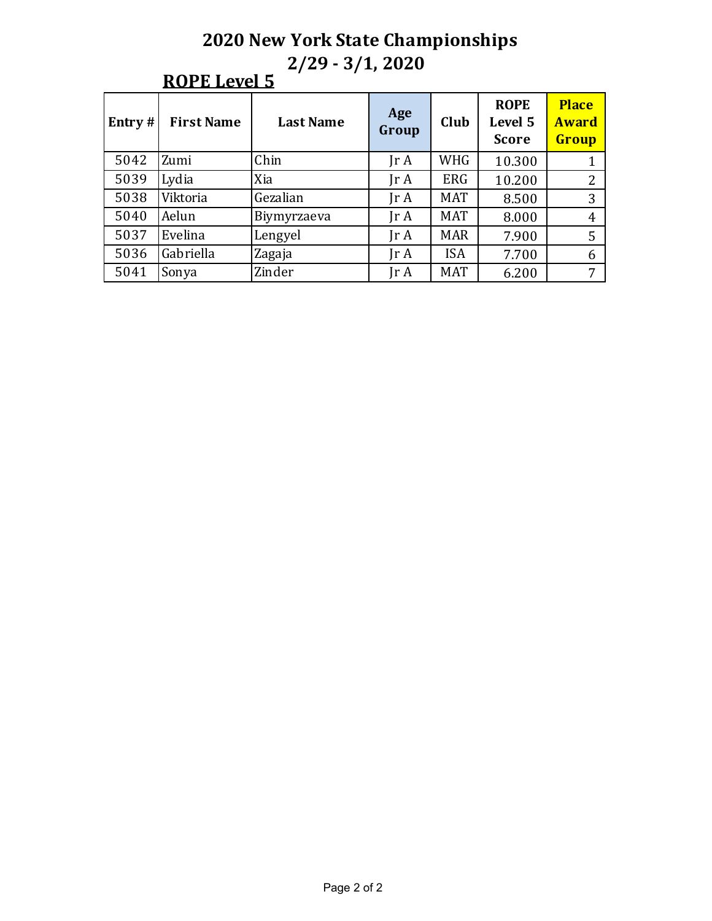# 2020 New York State Championships

## 2/29 - 3/1, 2020

### ROPE Level 5

| Entry # | First Name | Last Name | Age Group | Club | ROPE Level 5 Score | Place Award Group |
|---|---|---|---|---|---|---|
| 5042 | Zumi | Chin | Jr A | WHG | 10.300 | 1 |
| 5039 | Lydia | Xia | Jr A | ERG | 10.200 | 2 |
| 5038 | Viktoria | Gezalian | Jr A | MAT | 8.500 | 3 |
| 5040 | Aelun | Biymyrzaeva | Jr A | MAT | 8.000 | 4 |
| 5037 | Evelina | Lengyel | Jr A | MAR | 7.900 | 5 |
| 5036 | Gabriella | Zagaja | Jr A | ISA | 7.700 | 6 |
| 5041 | Sonya | Zinder | Jr A | MAT | 6.200 | 7 |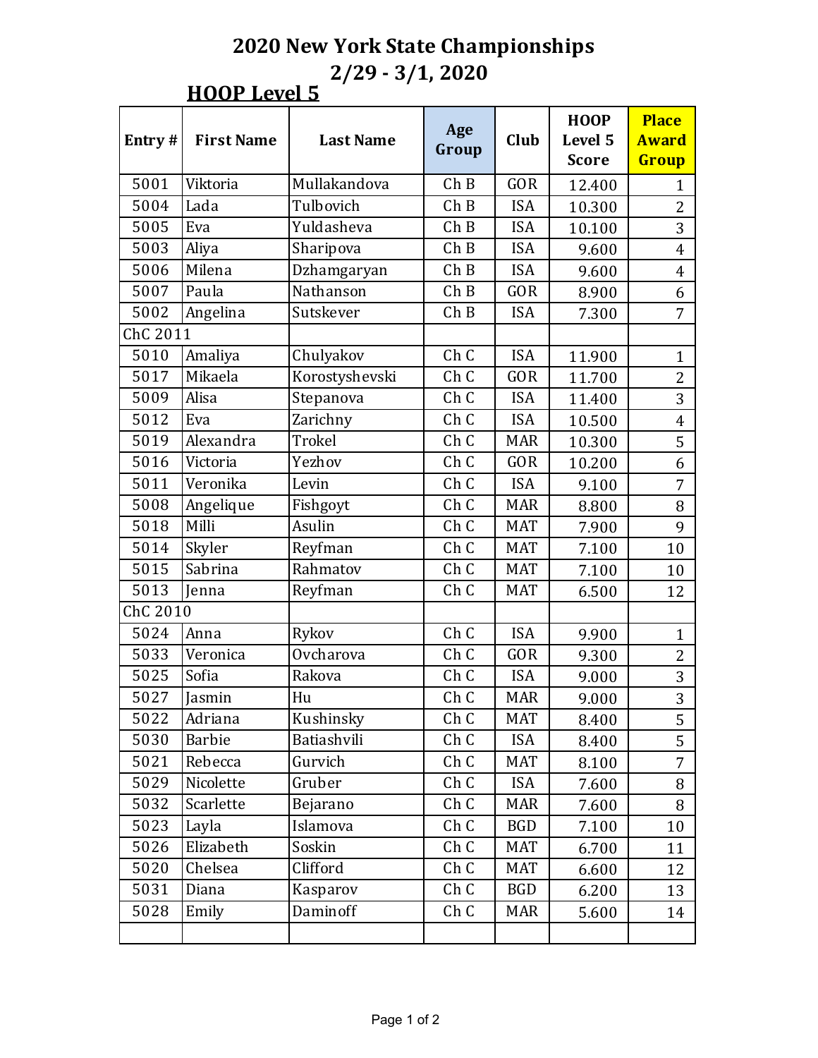# 2020 New York State Championships

## 2/29 - 3/1, 2020

### HOOP Level 5

| Entry # | First Name | Last Name | Age Group | Club | HOOP Level 5 Score | Place Award Group |
|---|---|---|---|---|---|---|
| 5001 | Viktoria | Mullakandova | Ch B | GOR | 12.400 | 1 |
| 5004 | Lada | Tulbovich | Ch B | ISA | 10.300 | 2 |
| 5005 | Eva | Yuldasheva | Ch B | ISA | 10.100 | 3 |
| 5003 | Aliya | Sharipova | Ch B | ISA | 9.600 | 4 |
| 5006 | Milena | Dzhamgaryan | Ch B | ISA | 9.600 | 4 |
| 5007 | Paula | Nathanson | Ch B | GOR | 8.900 | 6 |
| 5002 | Angelina | Sutskever | Ch B | ISA | 7.300 | 7 |
| ChC 2011 | | | | | | |
| 5010 | Amaliya | Chulyakov | Ch C | ISA | 11.900 | 1 |
| 5017 | Mikaela | Korostyshevski | Ch C | GOR | 11.700 | 2 |
| 5009 | Alisa | Stepanova | Ch C | ISA | 11.400 | 3 |
| 5012 | Eva | Zarichny | Ch C | ISA | 10.500 | 4 |
| 5019 | Alexandra | Trokel | Ch C | MAR | 10.300 | 5 |
| 5016 | Victoria | Yezhov | Ch C | GOR | 10.200 | 6 |
| 5011 | Veronika | Levin | Ch C | ISA | 9.100 | 7 |
| 5008 | Angelique | Fishgoyt | Ch C | MAR | 8.800 | 8 |
| 5018 | Milli | Asulin | Ch C | MAT | 7.900 | 9 |
| 5014 | Skyler | Reyfman | Ch C | MAT | 7.100 | 10 |
| 5015 | Sabrina | Rahmatov | Ch C | MAT | 7.100 | 10 |
| 5013 | Jenna | Reyfman | Ch C | MAT | 6.500 | 12 |
| ChC 2010 | | | | | | |
| 5024 | Anna | Rykov | Ch C | ISA | 9.900 | 1 |
| 5033 | Veronica | Ovcharova | Ch C | GOR | 9.300 | 2 |
| 5025 | Sofia | Rakova | Ch C | ISA | 9.000 | 3 |
| 5027 | Jasmin | Hu | Ch C | MAR | 9.000 | 3 |
| 5022 | Adriana | Kushinsky | Ch C | MAT | 8.400 | 5 |
| 5030 | Barbie | Batiashvili | Ch C | ISA | 8.400 | 5 |
| 5021 | Rebecca | Gurvich | Ch C | MAT | 8.100 | 7 |
| 5029 | Nicolette | Gruber | Ch C | ISA | 7.600 | 8 |
| 5032 | Scarlette | Bejarano | Ch C | MAR | 7.600 | 8 |
| 5023 | Layla | Islamova | Ch C | BGD | 7.100 | 10 |
| 5026 | Elizabeth | Soskin | Ch C | MAT | 6.700 | 11 |
| 5020 | Chelsea | Clifford | Ch C | MAT | 6.600 | 12 |
| 5031 | Diana | Kasparov | Ch C | BGD | 6.200 | 13 |
| 5028 | Emily | Daminoff | Ch C | MAR | 5.600 | 14 |
| | | | | | | |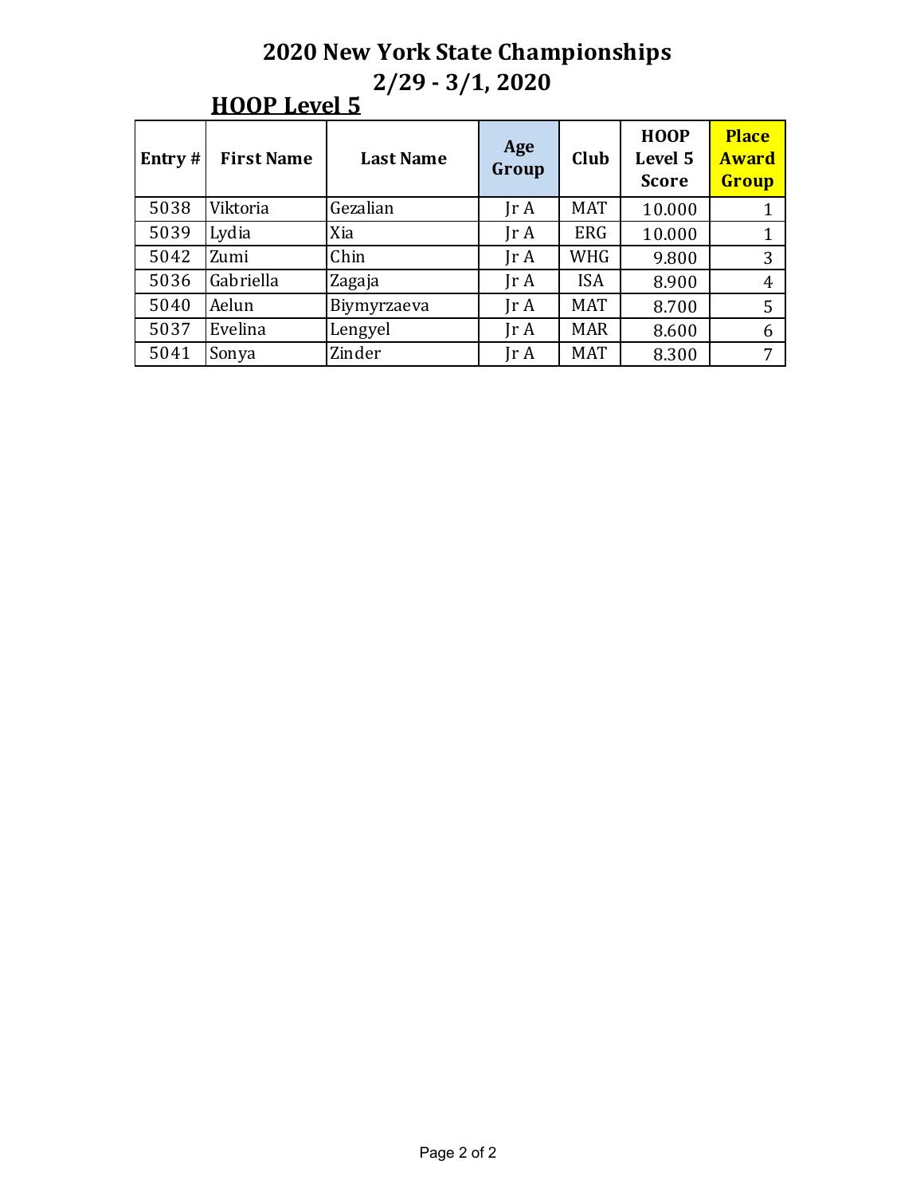# 2020 New York State Championships
## 2/29 - 3/1, 2020
### HOOP Level 5

| Entry # | First Name | Last Name | Age Group | Club | HOOP Level 5 Score | Place Award Group |
|---|---|---|---|---|---|---|
| 5038 | Viktoria | Gezalian | Jr A | MAT | 10.000 | 1 |
| 5039 | Lydia | Xia | Jr A | ERG | 10.000 | 1 |
| 5042 | Zumi | Chin | Jr A | WHG | 9.800 | 3 |
| 5036 | Gabriella | Zagaja | Jr A | ISA | 8.900 | 4 |
| 5040 | Aelun | Biymyrzaeva | Jr A | MAT | 8.700 | 5 |
| 5037 | Evelina | Lengyel | Jr A | MAR | 8.600 | 6 |
| 5041 | Sonya | Zinder | Jr A | MAT | 8.300 | 7 |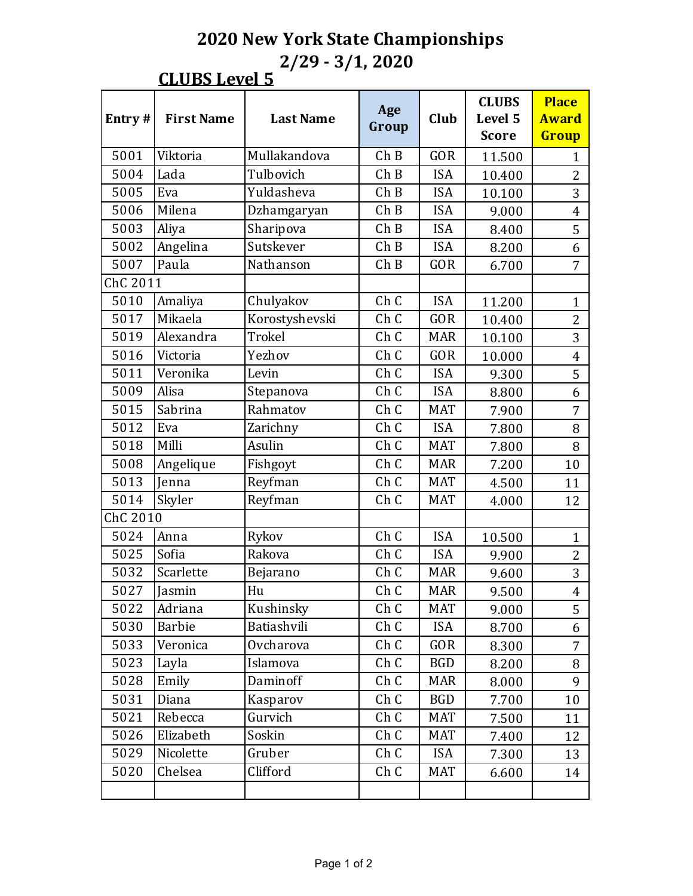# 2020 New York State Championships

## 2/29 - 3/1, 2020

### CLUBS Level 5

| Entry # | First Name | Last Name | Age Group | Club | CLUBS Level 5 Score | Place Award Group |
|---|---|---|---|---|---|---|
| 5001 | Viktoria | Mullakandova | Ch B | GOR | 11.500 | 1 |
| 5004 | Lada | Tulbovich | Ch B | ISA | 10.400 | 2 |
| 5005 | Eva | Yuldasheva | Ch B | ISA | 10.100 | 3 |
| 5006 | Milena | Dzhamgaryan | Ch B | ISA | 9.000 | 4 |
| 5003 | Aliya | Sharipova | Ch B | ISA | 8.400 | 5 |
| 5002 | Angelina | Sutskever | Ch B | ISA | 8.200 | 6 |
| 5007 | Paula | Nathanson | Ch B | GOR | 6.700 | 7 |
| ChC 2011 | | | | | | |
| 5010 | Amaliya | Chulyakov | Ch C | ISA | 11.200 | 1 |
| 5017 | Mikaela | Korostyshevski | Ch C | GOR | 10.400 | 2 |
| 5019 | Alexandra | Trokel | Ch C | MAR | 10.100 | 3 |
| 5016 | Victoria | Yezhov | Ch C | GOR | 10.000 | 4 |
| 5011 | Veronika | Levin | Ch C | ISA | 9.300 | 5 |
| 5009 | Alisa | Stepanova | Ch C | ISA | 8.800 | 6 |
| 5015 | Sabrina | Rahmatov | Ch C | MAT | 7.900 | 7 |
| 5012 | Eva | Zarichny | Ch C | ISA | 7.800 | 8 |
| 5018 | Milli | Asulin | Ch C | MAT | 7.800 | 8 |
| 5008 | Angelique | Fishgoyt | Ch C | MAR | 7.200 | 10 |
| 5013 | Jenna | Reyfman | Ch C | MAT | 4.500 | 11 |
| 5014 | Skyler | Reyfman | Ch C | MAT | 4.000 | 12 |
| ChC 2010 | | | | | | |
| 5024 | Anna | Rykov | Ch C | ISA | 10.500 | 1 |
| 5025 | Sofia | Rakova | Ch C | ISA | 9.900 | 2 |
| 5032 | Scarlette | Bejarano | Ch C | MAR | 9.600 | 3 |
| 5027 | Jasmin | Hu | Ch C | MAR | 9.500 | 4 |
| 5022 | Adriana | Kushinsky | Ch C | MAT | 9.000 | 5 |
| 5030 | Barbie | Batiashvili | Ch C | ISA | 8.700 | 6 |
| 5033 | Veronica | Ovcharova | Ch C | GOR | 8.300 | 7 |
| 5023 | Layla | Islamova | Ch C | BGD | 8.200 | 8 |
| 5028 | Emily | Daminoff | Ch C | MAR | 8.000 | 9 |
| 5031 | Diana | Kasparov | Ch C | BGD | 7.700 | 10 |
| 5021 | Rebecca | Gurvich | Ch C | MAT | 7.500 | 11 |
| 5026 | Elizabeth | Soskin | Ch C | MAT | 7.400 | 12 |
| 5029 | Nicolette | Gruber | Ch C | ISA | 7.300 | 13 |
| 5020 | Chelsea | Clifford | Ch C | MAT | 6.600 | 14 |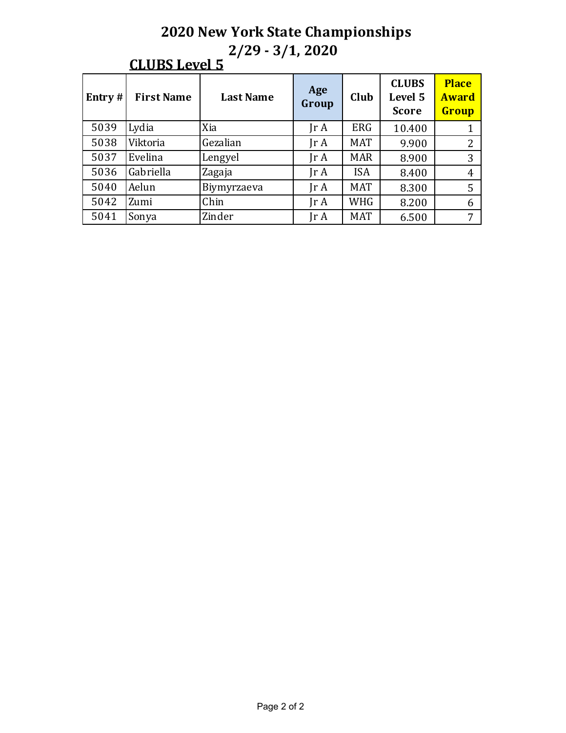# 2020 New York State Championships

## 2/29 - 3/1, 2020

### CLUBS Level 5

| Entry # | First Name | Last Name | Age Group | Club | CLUBS Level 5 Score | Place Award Group |
|---|---|---|---|---|---|---|
| 5039 | Lydia | Xia | Jr A | ERG | 10.400 | 1 |
| 5038 | Viktoria | Gezalian | Jr A | MAT | 9.900 | 2 |
| 5037 | Evelina | Lengyel | Jr A | MAR | 8.900 | 3 |
| 5036 | Gabriella | Zagaja | Jr A | ISA | 8.400 | 4 |
| 5040 | Aelun | Biymyrzaeva | Jr A | MAT | 8.300 | 5 |
| 5042 | Zumi | Chin | Jr A | WHG | 8.200 | 6 |
| 5041 | Sonya | Zinder | Jr A | MAT | 6.500 | 7 |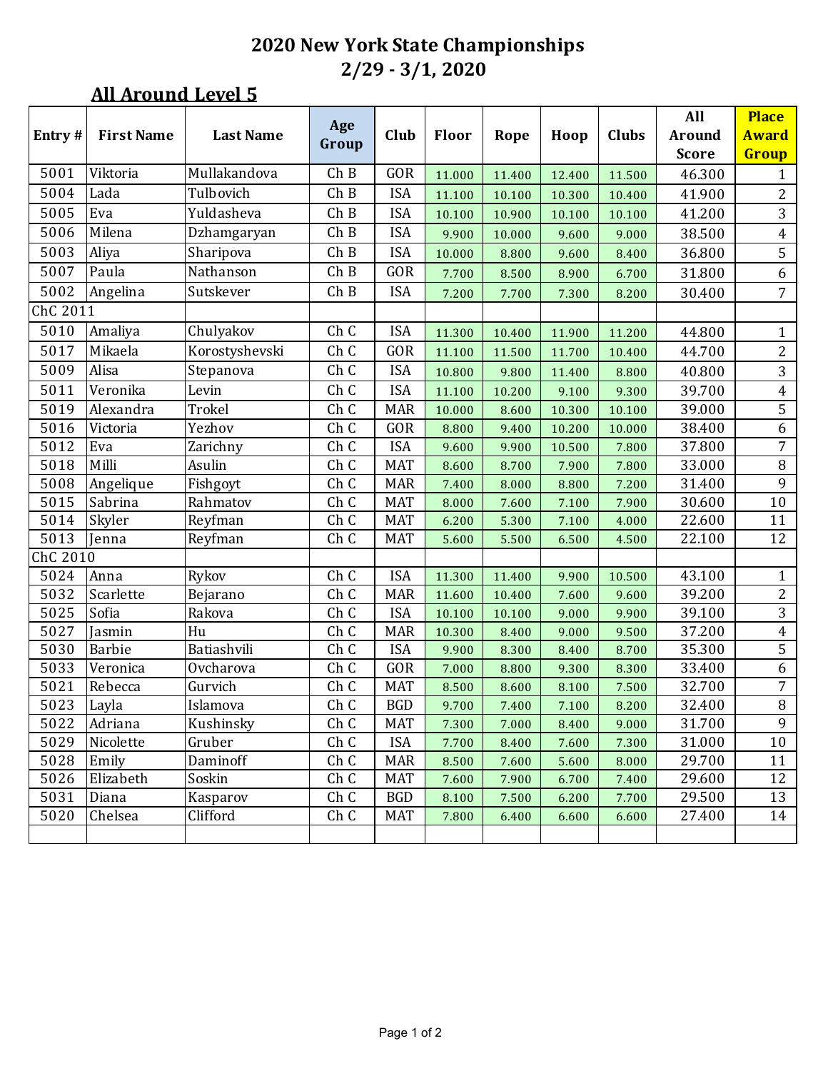# 2020 New York State Championships
## 2/29 - 3/1, 2020

### All Around Level 5

| Entry # | First Name | Last Name | Age Group | Club | Floor | Rope | Hoop | Clubs | All Around Score | Place Award Group |
|---|---|---|---|---|---|---|---|---|---|---|
| 5001 | Viktoria | Mullakandova | Ch B | GOR | 11.000 | 11.400 | 12.400 | 11.500 | 46.300 | 1 |
| 5004 | Lada | Tulbovich | Ch B | ISA | 11.100 | 10.100 | 10.300 | 10.400 | 41.900 | 2 |
| 5005 | Eva | Yuldasheva | Ch B | ISA | 10.100 | 10.900 | 10.100 | 10.100 | 41.200 | 3 |
| 5006 | Milena | Dzhamgaryan | Ch B | ISA | 9.900 | 10.000 | 9.600 | 9.000 | 38.500 | 4 |
| 5003 | Aliya | Sharipova | Ch B | ISA | 10.000 | 8.800 | 9.600 | 8.400 | 36.800 | 5 |
| 5007 | Paula | Nathanson | Ch B | GOR | 7.700 | 8.500 | 8.900 | 6.700 | 31.800 | 6 |
| 5002 | Angelina | Sutskever | Ch B | ISA | 7.200 | 7.700 | 7.300 | 8.200 | 30.400 | 7 |
| ChC 2011 | | | | | | | | | | |
| 5010 | Amaliya | Chulyakov | Ch C | ISA | 11.300 | 10.400 | 11.900 | 11.200 | 44.800 | 1 |
| 5017 | Mikaela | Korostyshevski | Ch C | GOR | 11.100 | 11.500 | 11.700 | 10.400 | 44.700 | 2 |
| 5009 | Alisa | Stepanova | Ch C | ISA | 10.800 | 9.800 | 11.400 | 8.800 | 40.800 | 3 |
| 5011 | Veronika | Levin | Ch C | ISA | 11.100 | 10.200 | 9.100 | 9.300 | 39.700 | 4 |
| 5019 | Alexandra | Trokel | Ch C | MAR | 10.000 | 8.600 | 10.300 | 10.100 | 39.000 | 5 |
| 5016 | Victoria | Yezhov | Ch C | GOR | 8.800 | 9.400 | 10.200 | 10.000 | 38.400 | 6 |
| 5012 | Eva | Zarichny | Ch C | ISA | 9.600 | 9.900 | 10.500 | 7.800 | 37.800 | 7 |
| 5018 | Milli | Asulin | Ch C | MAT | 8.600 | 8.700 | 7.900 | 7.800 | 33.000 | 8 |
| 5008 | Angelique | Fishgoyt | Ch C | MAR | 7.400 | 8.000 | 8.800 | 7.200 | 31.400 | 9 |
| 5015 | Sabrina | Rahmatov | Ch C | MAT | 8.000 | 7.600 | 7.100 | 7.900 | 30.600 | 10 |
| 5014 | Skyler | Reyfman | Ch C | MAT | 6.200 | 5.300 | 7.100 | 4.000 | 22.600 | 11 |
| 5013 | Jenna | Reyfman | Ch C | MAT | 5.600 | 5.500 | 6.500 | 4.500 | 22.100 | 12 |
| ChC 2010 | | | | | | | | | | |
| 5024 | Anna | Rykov | Ch C | ISA | 11.300 | 11.400 | 9.900 | 10.500 | 43.100 | 1 |
| 5032 | Scarlette | Bejarano | Ch C | MAR | 11.600 | 10.400 | 7.600 | 9.600 | 39.200 | 2 |
| 5025 | Sofia | Rakova | Ch C | ISA | 10.100 | 10.100 | 9.000 | 9.900 | 39.100 | 3 |
| 5027 | Jasmin | Hu | Ch C | MAR | 10.300 | 8.400 | 9.000 | 9.500 | 37.200 | 4 |
| 5030 | Barbie | Batiashvili | Ch C | ISA | 9.900 | 8.300 | 8.400 | 8.700 | 35.300 | 5 |
| 5033 | Veronica | Ovcharova | Ch C | GOR | 7.000 | 8.800 | 9.300 | 8.300 | 33.400 | 6 |
| 5021 | Rebecca | Gurvich | Ch C | MAT | 8.500 | 8.600 | 8.100 | 7.500 | 32.700 | 7 |
| 5023 | Layla | Islamova | Ch C | BGD | 9.700 | 7.400 | 7.100 | 8.200 | 32.400 | 8 |
| 5022 | Adriana | Kushinsky | Ch C | MAT | 7.300 | 7.000 | 8.400 | 9.000 | 31.700 | 9 |
| 5029 | Nicolette | Gruber | Ch C | ISA | 7.700 | 8.400 | 7.600 | 7.300 | 31.000 | 10 |
| 5028 | Emily | Daminoff | Ch C | MAR | 8.500 | 7.600 | 5.600 | 8.000 | 29.700 | 11 |
| 5026 | Elizabeth | Soskin | Ch C | MAT | 7.600 | 7.900 | 6.700 | 7.400 | 29.600 | 12 |
| 5031 | Diana | Kasparov | Ch C | BGD | 8.100 | 7.500 | 6.200 | 7.700 | 29.500 | 13 |
| 5020 | Chelsea | Clifford | Ch C | MAT | 7.800 | 6.400 | 6.600 | 6.600 | 27.400 | 14 |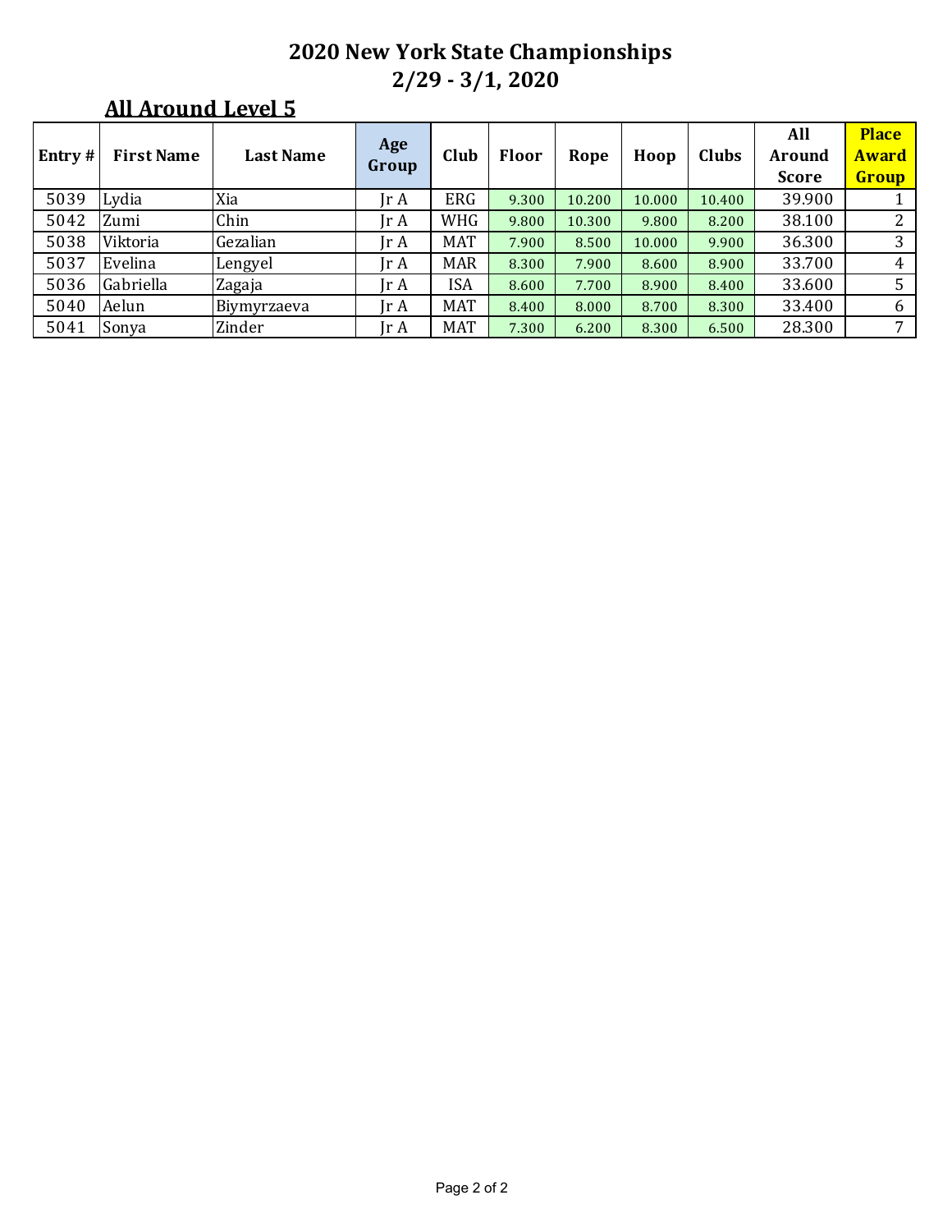# 2020 New York State Championships
## 2/29 - 3/1, 2020

### All Around Level 5

| Entry # | First Name | Last Name | Age Group | Club | Floor | Rope | Hoop | Clubs | All Around Score | Place Award Group |
|---|---|---|---|---|---|---|---|---|---|---|
| 5039 | Lydia | Xia | Jr A | ERG | 9.300 | 10.200 | 10.000 | 10.400 | 39.900 | 1 |
| 5042 | Zumi | Chin | Jr A | WHG | 9.800 | 10.300 | 9.800 | 8.200 | 38.100 | 2 |
| 5038 | Viktoria | Gezalian | Jr A | MAT | 7.900 | 8.500 | 10.000 | 9.900 | 36.300 | 3 |
| 5037 | Evelina | Lengyel | Jr A | MAR | 8.300 | 7.900 | 8.600 | 8.900 | 33.700 | 4 |
| 5036 | Gabriella | Zagaja | Jr A | ISA | 8.600 | 7.700 | 8.900 | 8.400 | 33.600 | 5 |
| 5040 | Aelun | Biymyrzaeva | Jr A | MAT | 8.400 | 8.000 | 8.700 | 8.300 | 33.400 | 6 |
| 5041 | Sonya | Zinder | Jr A | MAT | 7.300 | 6.200 | 8.300 | 6.500 | 28.300 | 7 |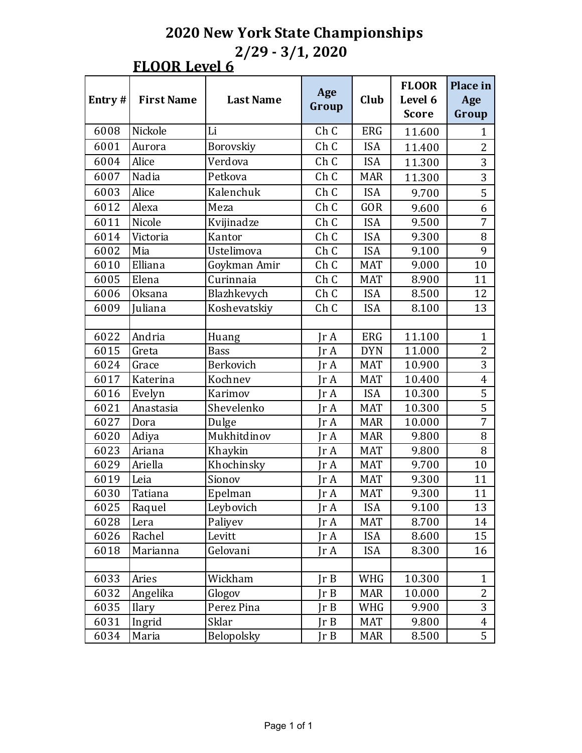# 2020 New York State Championships

## 2/29 - 3/1, 2020

### FLOOR Level 6

| Entry # | First Name | Last Name | Age Group | Club | FLOOR Level 6 Score | Place in Age Group |
|---|---|---|---|---|---|---|
| 6008 | Nickole | Li | Ch C | ERG | 11.600 | 1 |
| 6001 | Aurora | Borovskiy | Ch C | ISA | 11.400 | 2 |
| 6004 | Alice | Verdova | Ch C | ISA | 11.300 | 3 |
| 6007 | Nadia | Petkova | Ch C | MAR | 11.300 | 3 |
| 6003 | Alice | Kalenchuk | Ch C | ISA | 9.700 | 5 |
| 6012 | Alexa | Meza | Ch C | GOR | 9.600 | 6 |
| 6011 | Nicole | Kvijinadze | Ch C | ISA | 9.500 | 7 |
| 6014 | Victoria | Kantor | Ch C | ISA | 9.300 | 8 |
| 6002 | Mia | Ustelimova | Ch C | ISA | 9.100 | 9 |
| 6010 | Elliana | Goykman Amir | Ch C | MAT | 9.000 | 10 |
| 6005 | Elena | Curinnaia | Ch C | MAT | 8.900 | 11 |
| 6006 | Oksana | Blazhkevych | Ch C | ISA | 8.500 | 12 |
| 6009 | Juliana | Koshevatskiy | Ch C | ISA | 8.100 | 13 |
| | | | | | | |
| 6022 | Andria | Huang | Jr A | ERG | 11.100 | 1 |
| 6015 | Greta | Bass | Jr A | DYN | 11.000 | 2 |
| 6024 | Grace | Berkovich | Jr A | MAT | 10.900 | 3 |
| 6017 | Katerina | Kochnev | Jr A | MAT | 10.400 | 4 |
| 6016 | Evelyn | Karimov | Jr A | ISA | 10.300 | 5 |
| 6021 | Anastasia | Shevelenko | Jr A | MAT | 10.300 | 5 |
| 6027 | Dora | Dulge | Jr A | MAR | 10.000 | 7 |
| 6020 | Adiya | Mukhitdinov | Jr A | MAR | 9.800 | 8 |
| 6023 | Ariana | Khaykin | Jr A | MAT | 9.800 | 8 |
| 6029 | Ariella | Khochinsky | Jr A | MAT | 9.700 | 10 |
| 6019 | Leia | Sionov | Jr A | MAT | 9.300 | 11 |
| 6030 | Tatiana | Epelman | Jr A | MAT | 9.300 | 11 |
| 6025 | Raquel | Leybovich | Jr A | ISA | 9.100 | 13 |
| 6028 | Lera | Paliyev | Jr A | MAT | 8.700 | 14 |
| 6026 | Rachel | Levitt | Jr A | ISA | 8.600 | 15 |
| 6018 | Marianna | Gelovani | Jr A | ISA | 8.300 | 16 |
| | | | | | | |
| 6033 | Aries | Wickham | Jr B | WHG | 10.300 | 1 |
| 6032 | Angelika | Glogov | Jr B | MAR | 10.000 | 2 |
| 6035 | Ilary | Perez Pina | Jr B | WHG | 9.900 | 3 |
| 6031 | Ingrid | Sklar | Jr B | MAT | 9.800 | 4 |
| 6034 | Maria | Belopolsky | Jr B | MAR | 8.500 | 5 |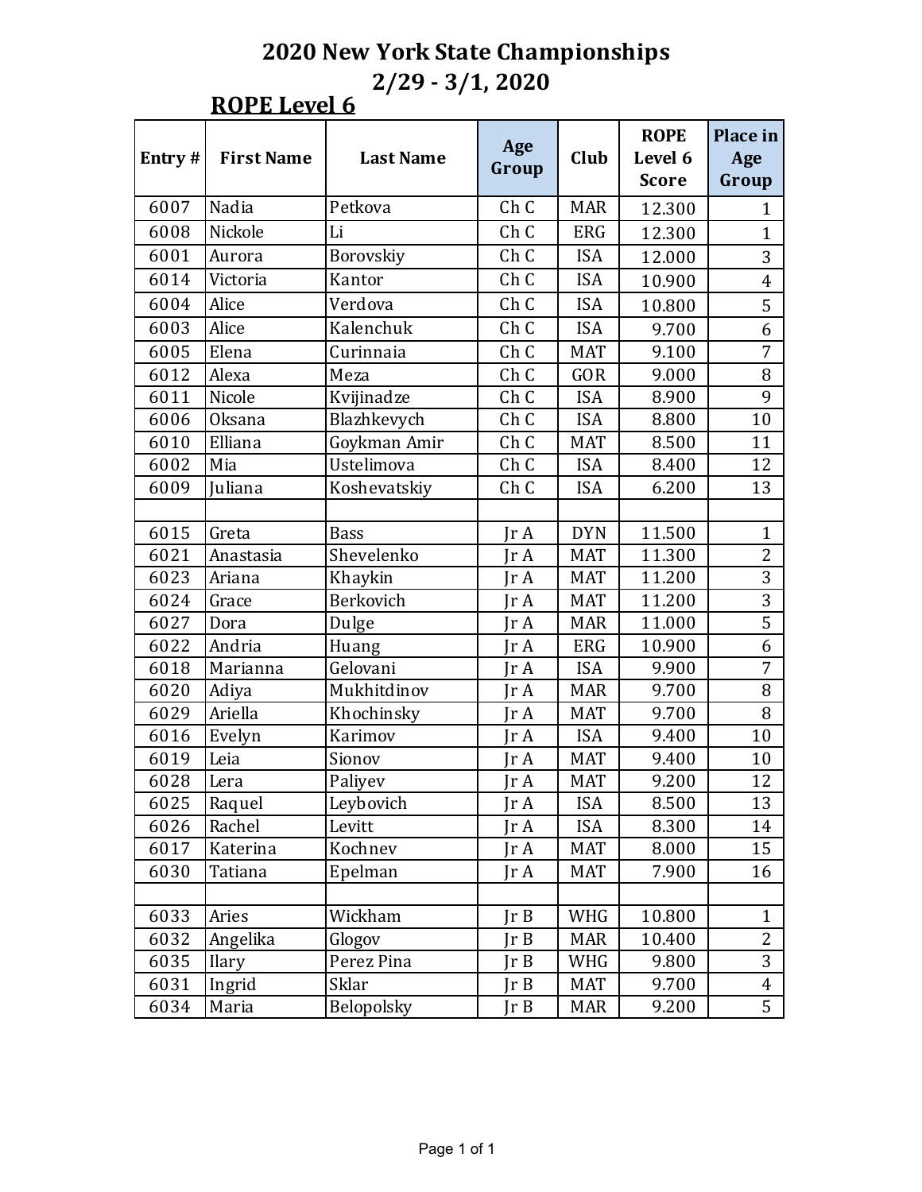# 2020 New York State Championships

## 2/29 - 3/1, 2020

### ROPE Level 6

| Entry # | First Name | Last Name | Age Group | Club | ROPE Level 6 Score | Place in Age Group |
|---|---|---|---|---|---|---|
| 6007 | Nadia | Petkova | Ch C | MAR | 12.300 | 1 |
| 6008 | Nickole | Li | Ch C | ERG | 12.300 | 1 |
| 6001 | Aurora | Borovskiy | Ch C | ISA | 12.000 | 3 |
| 6014 | Victoria | Kantor | Ch C | ISA | 10.900 | 4 |
| 6004 | Alice | Verdova | Ch C | ISA | 10.800 | 5 |
| 6003 | Alice | Kalenchuk | Ch C | ISA | 9.700 | 6 |
| 6005 | Elena | Curinnaia | Ch C | MAT | 9.100 | 7 |
| 6012 | Alexa | Meza | Ch C | GOR | 9.000 | 8 |
| 6011 | Nicole | Kvijinadze | Ch C | ISA | 8.900 | 9 |
| 6006 | Oksana | Blazhkevych | Ch C | ISA | 8.800 | 10 |
| 6010 | Elliana | Goykman Amir | Ch C | MAT | 8.500 | 11 |
| 6002 | Mia | Ustelimova | Ch C | ISA | 8.400 | 12 |
| 6009 | Juliana | Koshevatskiy | Ch C | ISA | 6.200 | 13 |
| | | | | | | |
| 6015 | Greta | Bass | Jr A | DYN | 11.500 | 1 |
| 6021 | Anastasia | Shevelenko | Jr A | MAT | 11.300 | 2 |
| 6023 | Ariana | Khaykin | Jr A | MAT | 11.200 | 3 |
| 6024 | Grace | Berkovich | Jr A | MAT | 11.200 | 3 |
| 6027 | Dora | Dulge | Jr A | MAR | 11.000 | 5 |
| 6022 | Andria | Huang | Jr A | ERG | 10.900 | 6 |
| 6018 | Marianna | Gelovani | Jr A | ISA | 9.900 | 7 |
| 6020 | Adiya | Mukhitdinov | Jr A | MAR | 9.700 | 8 |
| 6029 | Ariella | Khochinsky | Jr A | MAT | 9.700 | 8 |
| 6016 | Evelyn | Karimov | Jr A | ISA | 9.400 | 10 |
| 6019 | Leia | Sionov | Jr A | MAT | 9.400 | 10 |
| 6028 | Lera | Paliyev | Jr A | MAT | 9.200 | 12 |
| 6025 | Raquel | Leybovich | Jr A | ISA | 8.500 | 13 |
| 6026 | Rachel | Levitt | Jr A | ISA | 8.300 | 14 |
| 6017 | Katerina | Kochnev | Jr A | MAT | 8.000 | 15 |
| 6030 | Tatiana | Epelman | Jr A | MAT | 7.900 | 16 |
| | | | | | | |
| 6033 | Aries | Wickham | Jr B | WHG | 10.800 | 1 |
| 6032 | Angelika | Glogov | Jr B | MAR | 10.400 | 2 |
| 6035 | Ilary | Perez Pina | Jr B | WHG | 9.800 | 3 |
| 6031 | Ingrid | Sklar | Jr B | MAT | 9.700 | 4 |
| 6034 | Maria | Belopolsky | Jr B | MAR | 9.200 | 5 |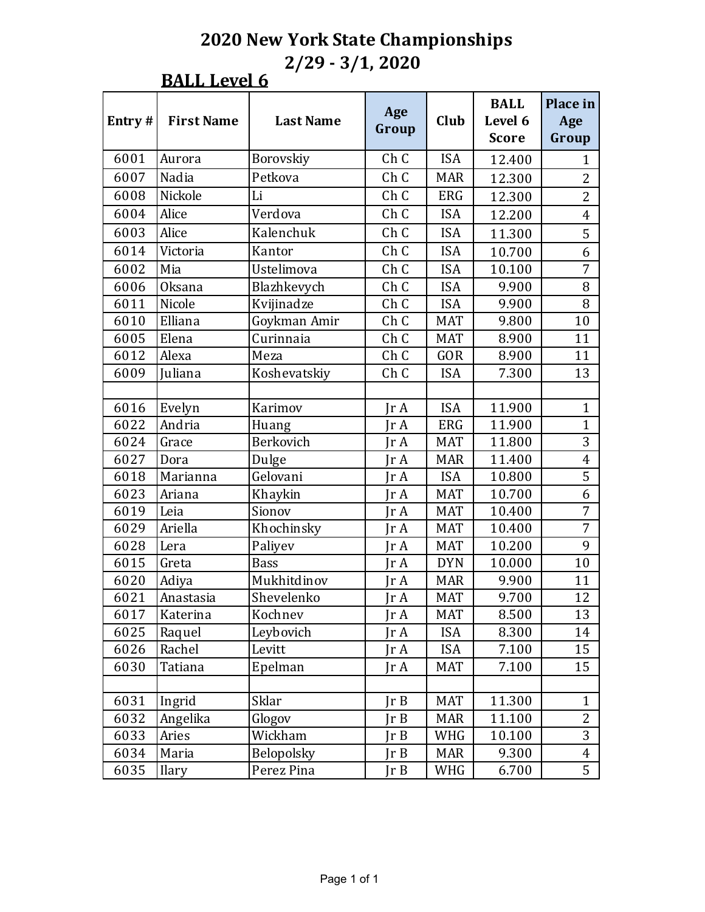# 2020 New York State Championships

## 2/29 - 3/1, 2020

### BALL Level 6

| Entry # | First Name | Last Name | Age Group | Club | BALL Level 6 Score | Place in Age Group |
|---|---|---|---|---|---|---|
| 6001 | Aurora | Borovskiy | Ch C | ISA | 12.400 | 1 |
| 6007 | Nadia | Petkova | Ch C | MAR | 12.300 | 2 |
| 6008 | Nickole | Li | Ch C | ERG | 12.300 | 2 |
| 6004 | Alice | Verdova | Ch C | ISA | 12.200 | 4 |
| 6003 | Alice | Kalenchuk | Ch C | ISA | 11.300 | 5 |
| 6014 | Victoria | Kantor | Ch C | ISA | 10.700 | 6 |
| 6002 | Mia | Ustelimova | Ch C | ISA | 10.100 | 7 |
| 6006 | Oksana | Blazhkevych | Ch C | ISA | 9.900 | 8 |
| 6011 | Nicole | Kvijinadze | Ch C | ISA | 9.900 | 8 |
| 6010 | Elliana | Goykman Amir | Ch C | MAT | 9.800 | 10 |
| 6005 | Elena | Curinnaia | Ch C | MAT | 8.900 | 11 |
| 6012 | Alexa | Meza | Ch C | GOR | 8.900 | 11 |
| 6009 | Juliana | Koshevatskiy | Ch C | ISA | 7.300 | 13 |
| | | | | | | |
| 6016 | Evelyn | Karimov | Jr A | ISA | 11.900 | 1 |
| 6022 | Andria | Huang | Jr A | ERG | 11.900 | 1 |
| 6024 | Grace | Berkovich | Jr A | MAT | 11.800 | 3 |
| 6027 | Dora | Dulge | Jr A | MAR | 11.400 | 4 |
| 6018 | Marianna | Gelovani | Jr A | ISA | 10.800 | 5 |
| 6023 | Ariana | Khaykin | Jr A | MAT | 10.700 | 6 |
| 6019 | Leia | Sionov | Jr A | MAT | 10.400 | 7 |
| 6029 | Ariella | Khochinsky | Jr A | MAT | 10.400 | 7 |
| 6028 | Lera | Paliyev | Jr A | MAT | 10.200 | 9 |
| 6015 | Greta | Bass | Jr A | DYN | 10.000 | 10 |
| 6020 | Adiya | Mukhitdinov | Jr A | MAR | 9.900 | 11 |
| 6021 | Anastasia | Shevelenko | Jr A | MAT | 9.700 | 12 |
| 6017 | Katerina | Kochnev | Jr A | MAT | 8.500 | 13 |
| 6025 | Raquel | Leybovich | Jr A | ISA | 8.300 | 14 |
| 6026 | Rachel | Levitt | Jr A | ISA | 7.100 | 15 |
| 6030 | Tatiana | Epelman | Jr A | MAT | 7.100 | 15 |
| | | | | | | |
| 6031 | Ingrid | Sklar | Jr B | MAT | 11.300 | 1 |
| 6032 | Angelika | Glogov | Jr B | MAR | 11.100 | 2 |
| 6033 | Aries | Wickham | Jr B | WHG | 10.100 | 3 |
| 6034 | Maria | Belopolsky | Jr B | MAR | 9.300 | 4 |
| 6035 | Ilary | Perez Pina | Jr B | WHG | 6.700 | 5 |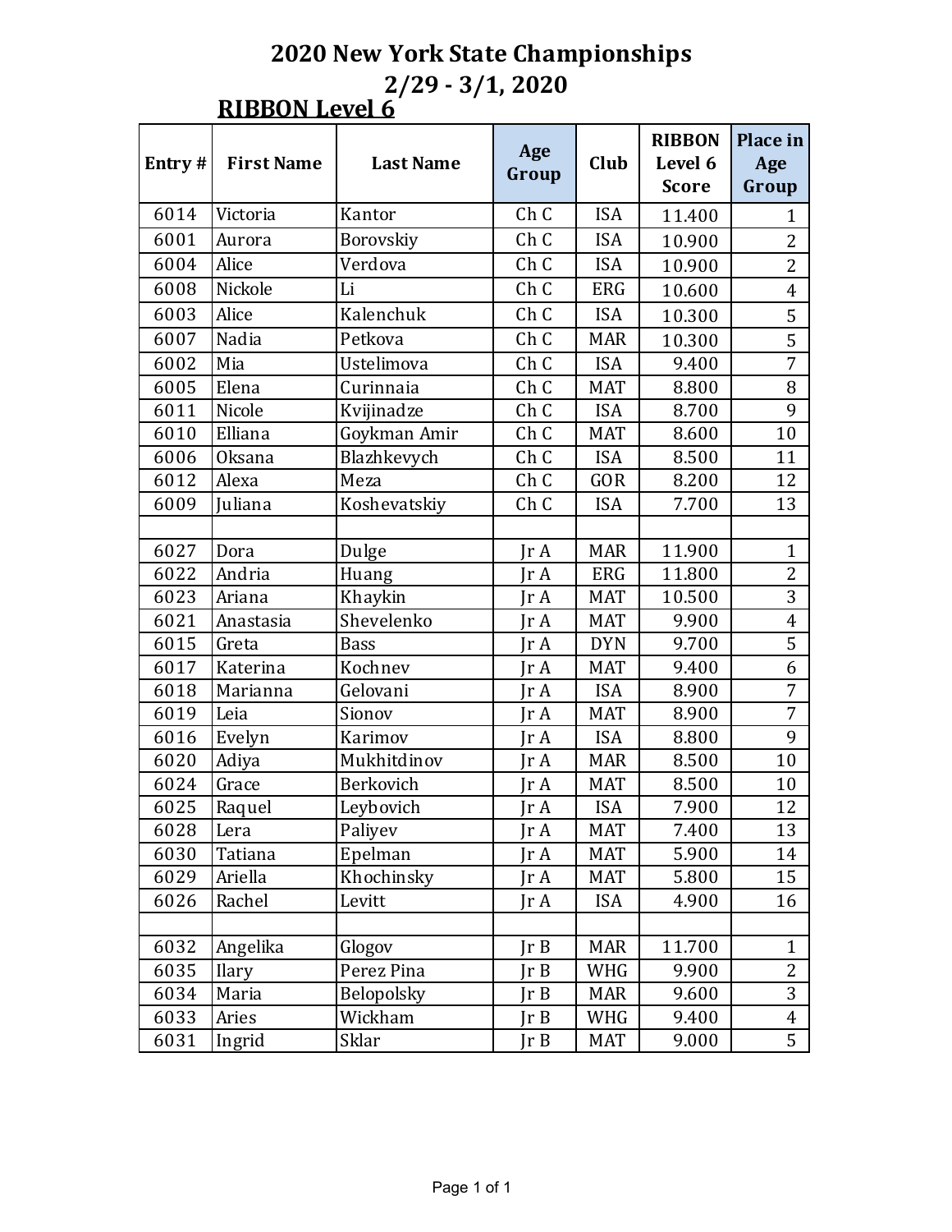# 2020 New York State Championships

## 2/29 - 3/1, 2020

### RIBBON Level 6

| Entry # | First Name | Last Name | Age Group | Club | RIBBON Level 6 Score | Place in Age Group |
|---|---|---|---|---|---|---|
| 6014 | Victoria | Kantor | Ch C | ISA | 11.400 | 1 |
| 6001 | Aurora | Borovskiy | Ch C | ISA | 10.900 | 2 |
| 6004 | Alice | Verdova | Ch C | ISA | 10.900 | 2 |
| 6008 | Nickole | Li | Ch C | ERG | 10.600 | 4 |
| 6003 | Alice | Kalenchuk | Ch C | ISA | 10.300 | 5 |
| 6007 | Nadia | Petkova | Ch C | MAR | 10.300 | 5 |
| 6002 | Mia | Ustelimova | Ch C | ISA | 9.400 | 7 |
| 6005 | Elena | Curinnaia | Ch C | MAT | 8.800 | 8 |
| 6011 | Nicole | Kvijinadze | Ch C | ISA | 8.700 | 9 |
| 6010 | Elliana | Goykman Amir | Ch C | MAT | 8.600 | 10 |
| 6006 | Oksana | Blazhkevych | Ch C | ISA | 8.500 | 11 |
| 6012 | Alexa | Meza | Ch C | GOR | 8.200 | 12 |
| 6009 | Juliana | Koshevatskiy | Ch C | ISA | 7.700 | 13 |
| | | | | | | |
| 6027 | Dora | Dulge | Jr A | MAR | 11.900 | 1 |
| 6022 | Andria | Huang | Jr A | ERG | 11.800 | 2 |
| 6023 | Ariana | Khaykin | Jr A | MAT | 10.500 | 3 |
| 6021 | Anastasia | Shevelenko | Jr A | MAT | 9.900 | 4 |
| 6015 | Greta | Bass | Jr A | DYN | 9.700 | 5 |
| 6017 | Katerina | Kochnev | Jr A | MAT | 9.400 | 6 |
| 6018 | Marianna | Gelovani | Jr A | ISA | 8.900 | 7 |
| 6019 | Leia | Sionov | Jr A | MAT | 8.900 | 7 |
| 6016 | Evelyn | Karimov | Jr A | ISA | 8.800 | 9 |
| 6020 | Adiya | Mukhitdinov | Jr A | MAR | 8.500 | 10 |
| 6024 | Grace | Berkovich | Jr A | MAT | 8.500 | 10 |
| 6025 | Raquel | Leybovich | Jr A | ISA | 7.900 | 12 |
| 6028 | Lera | Paliyev | Jr A | MAT | 7.400 | 13 |
| 6030 | Tatiana | Epelman | Jr A | MAT | 5.900 | 14 |
| 6029 | Ariella | Khochinsky | Jr A | MAT | 5.800 | 15 |
| 6026 | Rachel | Levitt | Jr A | ISA | 4.900 | 16 |
| | | | | | | |
| 6032 | Angelika | Glogov | Jr B | MAR | 11.700 | 1 |
| 6035 | Ilary | Perez Pina | Jr B | WHG | 9.900 | 2 |
| 6034 | Maria | Belopolsky | Jr B | MAR | 9.600 | 3 |
| 6033 | Aries | Wickham | Jr B | WHG | 9.400 | 4 |
| 6031 | Ingrid | Sklar | Jr B | MAT | 9.000 | 5 |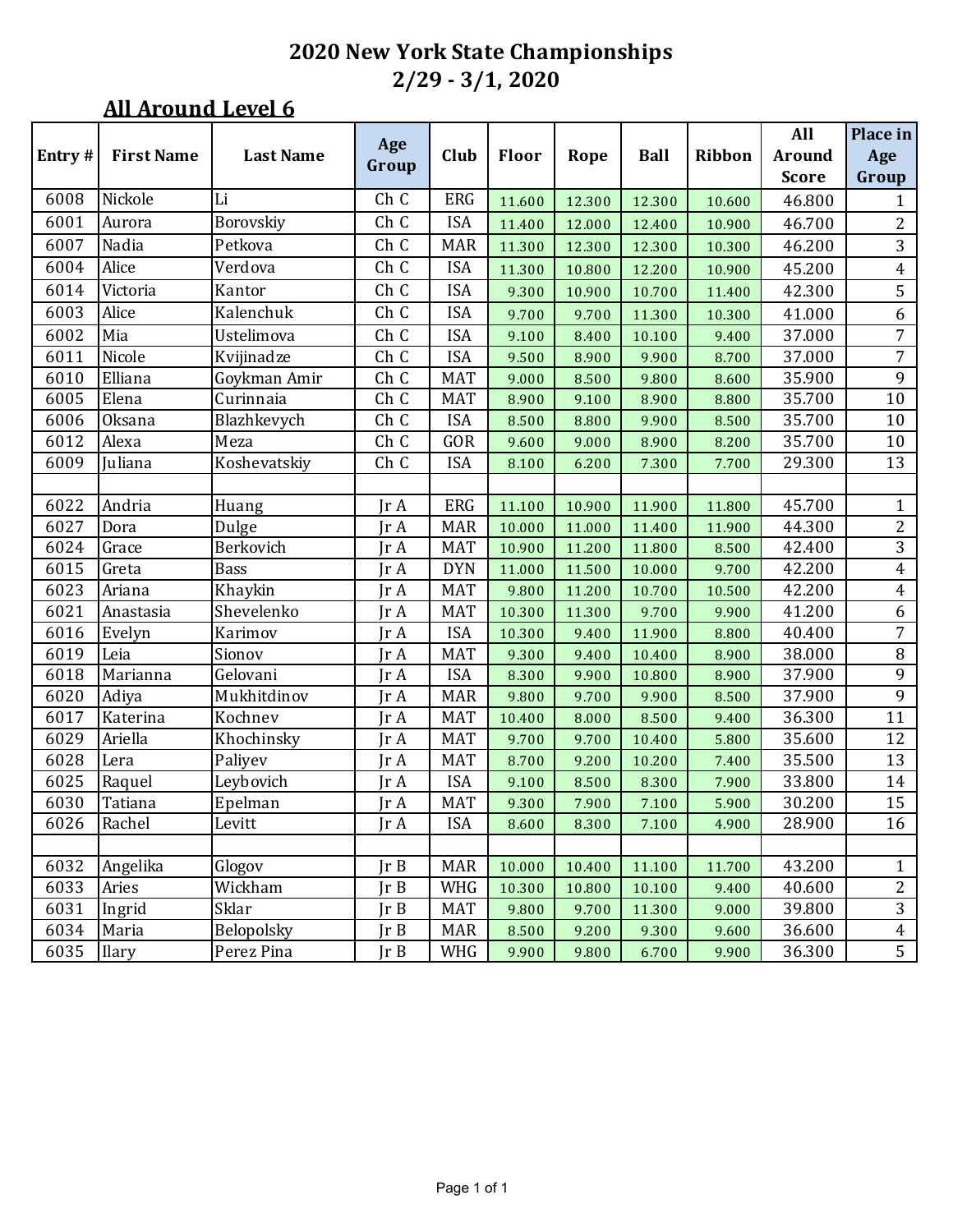# 2020 New York State Championships
## 2/29 - 3/1, 2020

### All Around Level 6

| Entry # | First Name | Last Name | Age Group | Club | Floor | Rope | Ball | Ribbon | All Around Score | Place in Age Group |
|---|---|---|---|---|---|---|---|---|---|---|
| 6008 | Nickole | Li | Ch C | ERG | 11.600 | 12.300 | 12.300 | 10.600 | 46.800 | 1 |
| 6001 | Aurora | Borovskiy | Ch C | ISA | 11.400 | 12.000 | 12.400 | 10.900 | 46.700 | 2 |
| 6007 | Nadia | Petkova | Ch C | MAR | 11.300 | 12.300 | 12.300 | 10.300 | 46.200 | 3 |
| 6004 | Alice | Verdova | Ch C | ISA | 11.300 | 10.800 | 12.200 | 10.900 | 45.200 | 4 |
| 6014 | Victoria | Kantor | Ch C | ISA | 9.300 | 10.900 | 10.700 | 11.400 | 42.300 | 5 |
| 6003 | Alice | Kalenchuk | Ch C | ISA | 9.700 | 9.700 | 11.300 | 10.300 | 41.000 | 6 |
| 6002 | Mia | Ustelimova | Ch C | ISA | 9.100 | 8.400 | 10.100 | 9.400 | 37.000 | 7 |
| 6011 | Nicole | Kvijinadze | Ch C | ISA | 9.500 | 8.900 | 9.900 | 8.700 | 37.000 | 7 |
| 6010 | Elliana | Goykman Amir | Ch C | MAT | 9.000 | 8.500 | 9.800 | 8.600 | 35.900 | 9 |
| 6005 | Elena | Curinnaia | Ch C | MAT | 8.900 | 9.100 | 8.900 | 8.800 | 35.700 | 10 |
| 6006 | Oksana | Blazhkevych | Ch C | ISA | 8.500 | 8.800 | 9.900 | 8.500 | 35.700 | 10 |
| 6012 | Alexa | Meza | Ch C | GOR | 9.600 | 9.000 | 8.900 | 8.200 | 35.700 | 10 |
| 6009 | Juliana | Koshevatskiy | Ch C | ISA | 8.100 | 6.200 | 7.300 | 7.700 | 29.300 | 13 |
| | | | | | | | | | | |
| 6022 | Andria | Huang | Jr A | ERG | 11.100 | 10.900 | 11.900 | 11.800 | 45.700 | 1 |
| 6027 | Dora | Dulge | Jr A | MAR | 10.000 | 11.000 | 11.400 | 11.900 | 44.300 | 2 |
| 6024 | Grace | Berkovich | Jr A | MAT | 10.900 | 11.200 | 11.800 | 8.500 | 42.400 | 3 |
| 6015 | Greta | Bass | Jr A | DYN | 11.000 | 11.500 | 10.000 | 9.700 | 42.200 | 4 |
| 6023 | Ariana | Khaykin | Jr A | MAT | 9.800 | 11.200 | 10.700 | 10.500 | 42.200 | 4 |
| 6021 | Anastasia | Shevelenko | Jr A | MAT | 10.300 | 11.300 | 9.700 | 9.900 | 41.200 | 6 |
| 6016 | Evelyn | Karimov | Jr A | ISA | 10.300 | 9.400 | 11.900 | 8.800 | 40.400 | 7 |
| 6019 | Leia | Sionov | Jr A | MAT | 9.300 | 9.400 | 10.400 | 8.900 | 38.000 | 8 |
| 6018 | Marianna | Gelovani | Jr A | ISA | 8.300 | 9.900 | 10.800 | 8.900 | 37.900 | 9 |
| 6020 | Adiya | Mukhitdinov | Jr A | MAR | 9.800 | 9.700 | 9.900 | 8.500 | 37.900 | 9 |
| 6017 | Katerina | Kochnev | Jr A | MAT | 10.400 | 8.000 | 8.500 | 9.400 | 36.300 | 11 |
| 6029 | Ariella | Khochinsky | Jr A | MAT | 9.700 | 9.700 | 10.400 | 5.800 | 35.600 | 12 |
| 6028 | Lera | Paliyev | Jr A | MAT | 8.700 | 9.200 | 10.200 | 7.400 | 35.500 | 13 |
| 6025 | Raquel | Leybovich | Jr A | ISA | 9.100 | 8.500 | 8.300 | 7.900 | 33.800 | 14 |
| 6030 | Tatiana | Epelman | Jr A | MAT | 9.300 | 7.900 | 7.100 | 5.900 | 30.200 | 15 |
| 6026 | Rachel | Levitt | Jr A | ISA | 8.600 | 8.300 | 7.100 | 4.900 | 28.900 | 16 |
| | | | | | | | | | | |
| 6032 | Angelika | Glogov | Jr B | MAR | 10.000 | 10.400 | 11.100 | 11.700 | 43.200 | 1 |
| 6033 | Aries | Wickham | Jr B | WHG | 10.300 | 10.800 | 10.100 | 9.400 | 40.600 | 2 |
| 6031 | Ingrid | Sklar | Jr B | MAT | 9.800 | 9.700 | 11.300 | 9.000 | 39.800 | 3 |
| 6034 | Maria | Belopolsky | Jr B | MAR | 8.500 | 9.200 | 9.300 | 9.600 | 36.600 | 4 |
| 6035 | Ilary | Perez Pina | Jr B | WHG | 9.900 | 9.800 | 6.700 | 9.900 | 36.300 | 5 |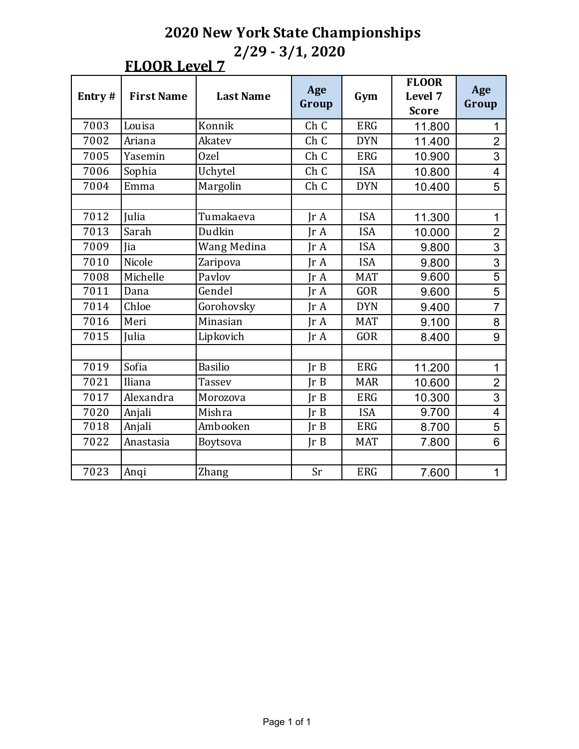# 2020 New York State Championships

## 2/29 - 3/1, 2020

### FLOOR Level 7

| Entry # | First Name | Last Name | Age Group | Gym | FLOOR Level 7 Score | Age Group |
|---|---|---|---|---|---|---|
| 7003 | Louisa | Konnik | Ch C | ERG | 11.800 | 1 |
| 7002 | Ariana | Akatev | Ch C | DYN | 11.400 | 2 |
| 7005 | Yasemin | Ozel | Ch C | ERG | 10.900 | 3 |
| 7006 | Sophia | Uchytel | Ch C | ISA | 10.800 | 4 |
| 7004 | Emma | Margolin | Ch C | DYN | 10.400 | 5 |
| | | | | | | |
| 7012 | Julia | Tumakaeva | Jr A | ISA | 11.300 | 1 |
| 7013 | Sarah | Dudkin | Jr A | ISA | 10.000 | 2 |
| 7009 | Jia | Wang Medina | Jr A | ISA | 9.800 | 3 |
| 7010 | Nicole | Zaripova | Jr A | ISA | 9.800 | 3 |
| 7008 | Michelle | Pavlov | Jr A | MAT | 9.600 | 5 |
| 7011 | Dana | Gendel | Jr A | GOR | 9.600 | 5 |
| 7014 | Chloe | Gorohovsky | Jr A | DYN | 9.400 | 7 |
| 7016 | Meri | Minasian | Jr A | MAT | 9.100 | 8 |
| 7015 | Julia | Lipkovich | Jr A | GOR | 8.400 | 9 |
| | | | | | | |
| 7019 | Sofia | Basilio | Jr B | ERG | 11.200 | 1 |
| 7021 | Iliana | Tassev | Jr B | MAR | 10.600 | 2 |
| 7017 | Alexandra | Morozova | Jr B | ERG | 10.300 | 3 |
| 7020 | Anjali | Mishra | Jr B | ISA | 9.700 | 4 |
| 7018 | Anjali | Ambooken | Jr B | ERG | 8.700 | 5 |
| 7022 | Anastasia | Boytsova | Jr B | MAT | 7.800 | 6 |
| | | | | | | |
| 7023 | Anqi | Zhang | Sr | ERG | 7.600 | 1 |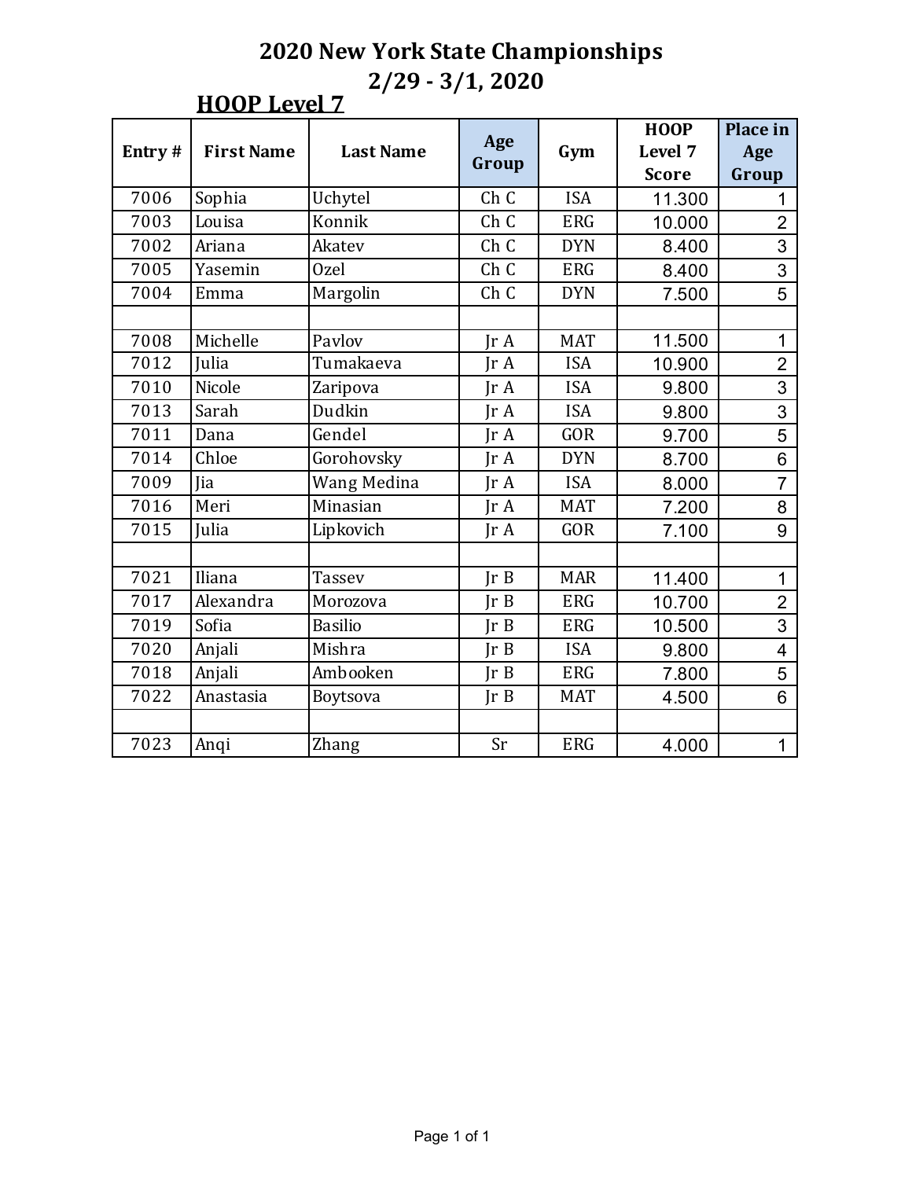# 2020 New York State Championships

## 2/29 - 3/1, 2020

### HOOP Level 7

| Entry # | First Name | Last Name | Age Group | Gym | HOOP Level 7 Score | Place in Age Group |
|---|---|---|---|---|---|---|
| 7006 | Sophia | Uchytel | Ch C | ISA | 11.300 | 1 |
| 7003 | Louisa | Konnik | Ch C | ERG | 10.000 | 2 |
| 7002 | Ariana | Akatev | Ch C | DYN | 8.400 | 3 |
| 7005 | Yasemin | Ozel | Ch C | ERG | 8.400 | 3 |
| 7004 | Emma | Margolin | Ch C | DYN | 7.500 | 5 |
| | | | | | | |
| 7008 | Michelle | Pavlov | Jr A | MAT | 11.500 | 1 |
| 7012 | Julia | Tumakaeva | Jr A | ISA | 10.900 | 2 |
| 7010 | Nicole | Zaripova | Jr A | ISA | 9.800 | 3 |
| 7013 | Sarah | Dudkin | Jr A | ISA | 9.800 | 3 |
| 7011 | Dana | Gendel | Jr A | GOR | 9.700 | 5 |
| 7014 | Chloe | Gorohovsky | Jr A | DYN | 8.700 | 6 |
| 7009 | Jia | Wang Medina | Jr A | ISA | 8.000 | 7 |
| 7016 | Meri | Minasian | Jr A | MAT | 7.200 | 8 |
| 7015 | Julia | Lipkovich | Jr A | GOR | 7.100 | 9 |
| | | | | | | |
| 7021 | Iliana | Tassev | Jr B | MAR | 11.400 | 1 |
| 7017 | Alexandra | Morozova | Jr B | ERG | 10.700 | 2 |
| 7019 | Sofia | Basilio | Jr B | ERG | 10.500 | 3 |
| 7020 | Anjali | Mishra | Jr B | ISA | 9.800 | 4 |
| 7018 | Anjali | Ambooken | Jr B | ERG | 7.800 | 5 |
| 7022 | Anastasia | Boytsova | Jr B | MAT | 4.500 | 6 |
| | | | | | | |
| 7023 | Anqi | Zhang | Sr | ERG | 4.000 | 1 |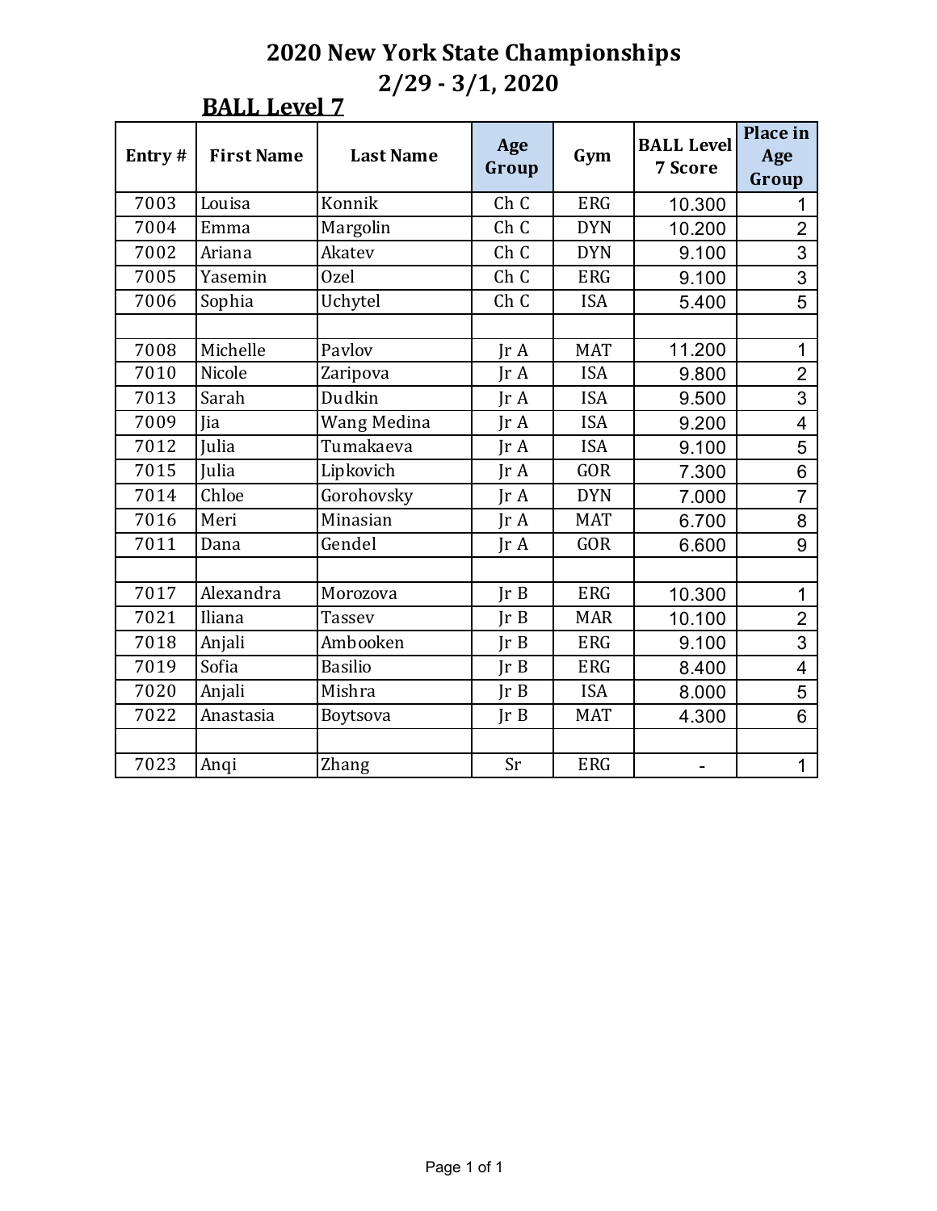# 2020 New York State Championships

## 2/29 - 3/1, 2020

### BALL Level 7

| Entry # | First Name | Last Name | Age Group | Gym | BALL Level 7 Score | Place in Age Group |
|---|---|---|---|---|---|---|
| 7003 | Louisa | Konnik | Ch C | ERG | 10.300 | 1 |
| 7004 | Emma | Margolin | Ch C | DYN | 10.200 | 2 |
| 7002 | Ariana | Akatev | Ch C | DYN | 9.100 | 3 |
| 7005 | Yasemin | Ozel | Ch C | ERG | 9.100 | 3 |
| 7006 | Sophia | Uchytel | Ch C | ISA | 5.400 | 5 |
| | | | | | | |
| 7008 | Michelle | Pavlov | Jr A | MAT | 11.200 | 1 |
| 7010 | Nicole | Zaripova | Jr A | ISA | 9.800 | 2 |
| 7013 | Sarah | Dudkin | Jr A | ISA | 9.500 | 3 |
| 7009 | Jia | Wang Medina | Jr A | ISA | 9.200 | 4 |
| 7012 | Julia | Tumakaeva | Jr A | ISA | 9.100 | 5 |
| 7015 | Julia | Lipkovich | Jr A | GOR | 7.300 | 6 |
| 7014 | Chloe | Gorohovsky | Jr A | DYN | 7.000 | 7 |
| 7016 | Meri | Minasian | Jr A | MAT | 6.700 | 8 |
| 7011 | Dana | Gendel | Jr A | GOR | 6.600 | 9 |
| | | | | | | |
| 7017 | Alexandra | Morozova | Jr B | ERG | 10.300 | 1 |
| 7021 | Iliana | Tassev | Jr B | MAR | 10.100 | 2 |
| 7018 | Anjali | Ambooken | Jr B | ERG | 9.100 | 3 |
| 7019 | Sofia | Basilio | Jr B | ERG | 8.400 | 4 |
| 7020 | Anjali | Mishra | Jr B | ISA | 8.000 | 5 |
| 7022 | Anastasia | Boytsova | Jr B | MAT | 4.300 | 6 |
| | | | | | | |
| 7023 | Anqi | Zhang | Sr | ERG | - | 1 |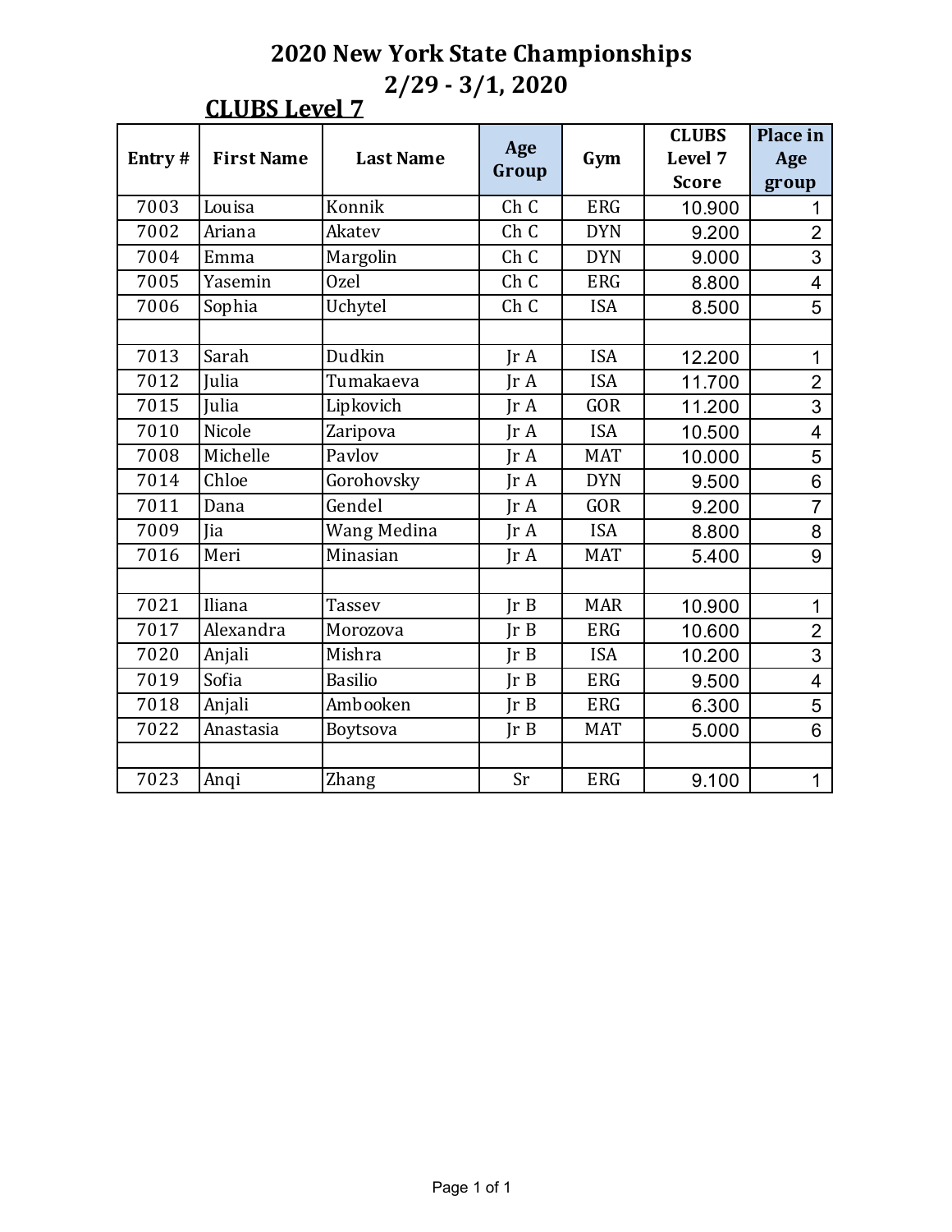# 2020 New York State Championships

## 2/29 - 3/1, 2020

### CLUBS Level 7

| Entry # | First Name | Last Name | Age Group | Gym | CLUBS Level 7 Score | Place in Age group |
|---|---|---|---|---|---|---|
| 7003 | Louisa | Konnik | Ch C | ERG | 10.900 | 1 |
| 7002 | Ariana | Akatev | Ch C | DYN | 9.200 | 2 |
| 7004 | Emma | Margolin | Ch C | DYN | 9.000 | 3 |
| 7005 | Yasemin | Ozel | Ch C | ERG | 8.800 | 4 |
| 7006 | Sophia | Uchytel | Ch C | ISA | 8.500 | 5 |
| | | | | | | |
| 7013 | Sarah | Dudkin | Jr A | ISA | 12.200 | 1 |
| 7012 | Julia | Tumakaeva | Jr A | ISA | 11.700 | 2 |
| 7015 | Julia | Lipkovich | Jr A | GOR | 11.200 | 3 |
| 7010 | Nicole | Zaripova | Jr A | ISA | 10.500 | 4 |
| 7008 | Michelle | Pavlov | Jr A | MAT | 10.000 | 5 |
| 7014 | Chloe | Gorohovsky | Jr A | DYN | 9.500 | 6 |
| 7011 | Dana | Gendel | Jr A | GOR | 9.200 | 7 |
| 7009 | Jia | Wang Medina | Jr A | ISA | 8.800 | 8 |
| 7016 | Meri | Minasian | Jr A | MAT | 5.400 | 9 |
| | | | | | | |
| 7021 | Iliana | Tassev | Jr B | MAR | 10.900 | 1 |
| 7017 | Alexandra | Morozova | Jr B | ERG | 10.600 | 2 |
| 7020 | Anjali | Mishra | Jr B | ISA | 10.200 | 3 |
| 7019 | Sofia | Basilio | Jr B | ERG | 9.500 | 4 |
| 7018 | Anjali | Ambooken | Jr B | ERG | 6.300 | 5 |
| 7022 | Anastasia | Boytsova | Jr B | MAT | 5.000 | 6 |
| | | | | | | |
| 7023 | Anqi | Zhang | Sr | ERG | 9.100 | 1 |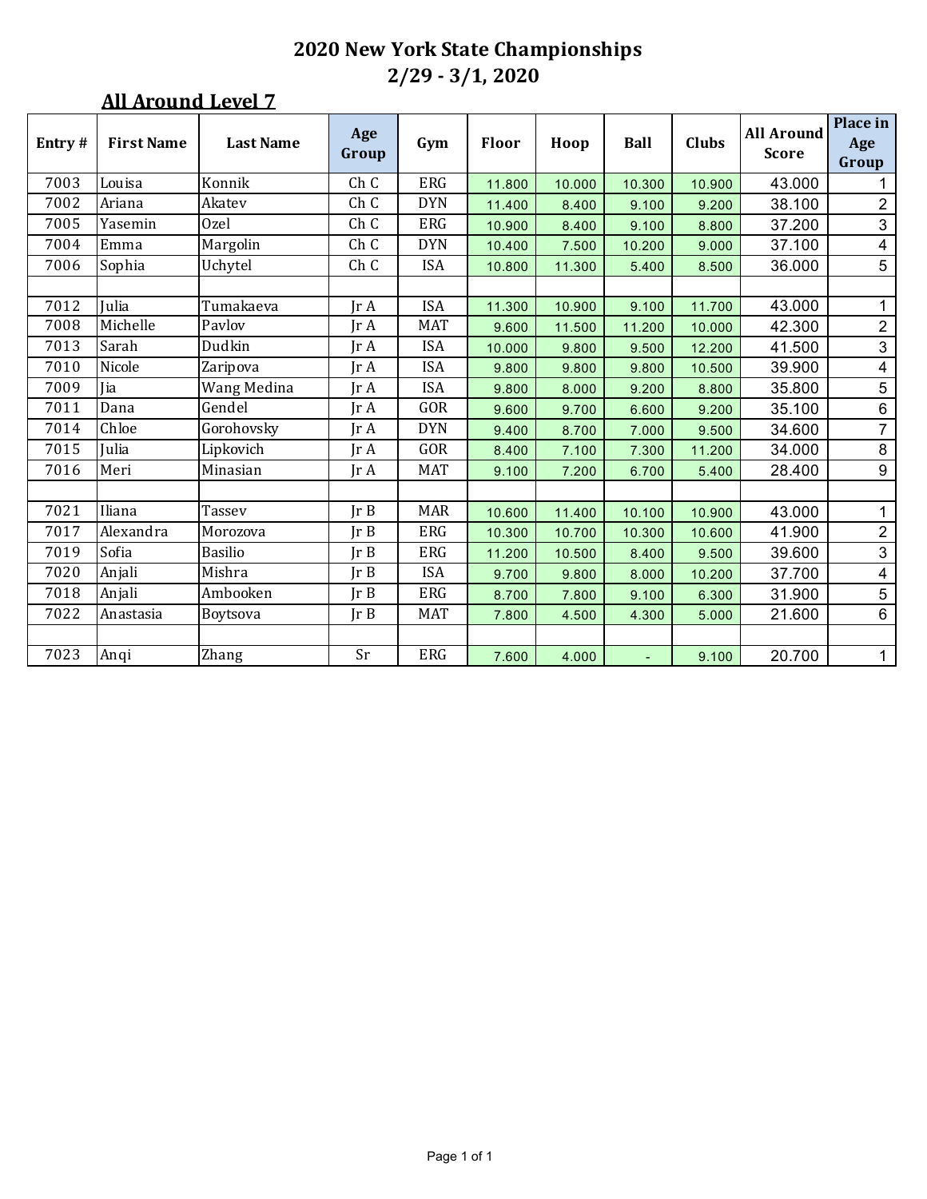# 2020 New York State Championships
## 2/29 - 3/1, 2020

### All Around Level 7

| Entry # | First Name | Last Name | Age Group | Gym | Floor | Hoop | Ball | Clubs | All Around Score | Place in Age Group |
|---|---|---|---|---|---|---|---|---|---|---|
| 7003 | Louisa | Konnik | Ch C | ERG | 11.800 | 10.000 | 10.300 | 10.900 | 43.000 | 1 |
| 7002 | Ariana | Akatev | Ch C | DYN | 11.400 | 8.400 | 9.100 | 9.200 | 38.100 | 2 |
| 7005 | Yasemin | Ozel | Ch C | ERG | 10.900 | 8.400 | 9.100 | 8.800 | 37.200 | 3 |
| 7004 | Emma | Margolin | Ch C | DYN | 10.400 | 7.500 | 10.200 | 9.000 | 37.100 | 4 |
| 7006 | Sophia | Uchytel | Ch C | ISA | 10.800 | 11.300 | 5.400 | 8.500 | 36.000 | 5 |
| | | | | | | | | | | |
| 7012 | Julia | Tumakaeva | Jr A | ISA | 11.300 | 10.900 | 9.100 | 11.700 | 43.000 | 1 |
| 7008 | Michelle | Pavlov | Jr A | MAT | 9.600 | 11.500 | 11.200 | 10.000 | 42.300 | 2 |
| 7013 | Sarah | Dudkin | Jr A | ISA | 10.000 | 9.800 | 9.500 | 12.200 | 41.500 | 3 |
| 7010 | Nicole | Zaripova | Jr A | ISA | 9.800 | 9.800 | 9.800 | 10.500 | 39.900 | 4 |
| 7009 | Jia | Wang Medina | Jr A | ISA | 9.800 | 8.000 | 9.200 | 8.800 | 35.800 | 5 |
| 7011 | Dana | Gendel | Jr A | GOR | 9.600 | 9.700 | 6.600 | 9.200 | 35.100 | 6 |
| 7014 | Chloe | Gorohovsky | Jr A | DYN | 9.400 | 8.700 | 7.000 | 9.500 | 34.600 | 7 |
| 7015 | Julia | Lipkovich | Jr A | GOR | 8.400 | 7.100 | 7.300 | 11.200 | 34.000 | 8 |
| 7016 | Meri | Minasian | Jr A | MAT | 9.100 | 7.200 | 6.700 | 5.400 | 28.400 | 9 |
| | | | | | | | | | | |
| 7021 | Iliana | Tassev | Jr B | MAR | 10.600 | 11.400 | 10.100 | 10.900 | 43.000 | 1 |
| 7017 | Alexandra | Morozova | Jr B | ERG | 10.300 | 10.700 | 10.300 | 10.600 | 41.900 | 2 |
| 7019 | Sofia | Basilio | Jr B | ERG | 11.200 | 10.500 | 8.400 | 9.500 | 39.600 | 3 |
| 7020 | Anjali | Mishra | Jr B | ISA | 9.700 | 9.800 | 8.000 | 10.200 | 37.700 | 4 |
| 7018 | Anjali | Ambooken | Jr B | ERG | 8.700 | 7.800 | 9.100 | 6.300 | 31.900 | 5 |
| 7022 | Anastasia | Boytsova | Jr B | MAT | 7.800 | 4.500 | 4.300 | 5.000 | 21.600 | 6 |
| | | | | | | | | | | |
| 7023 | Anqi | Zhang | Sr | ERG | 7.600 | 4.000 | - | 9.100 | 20.700 | 1 |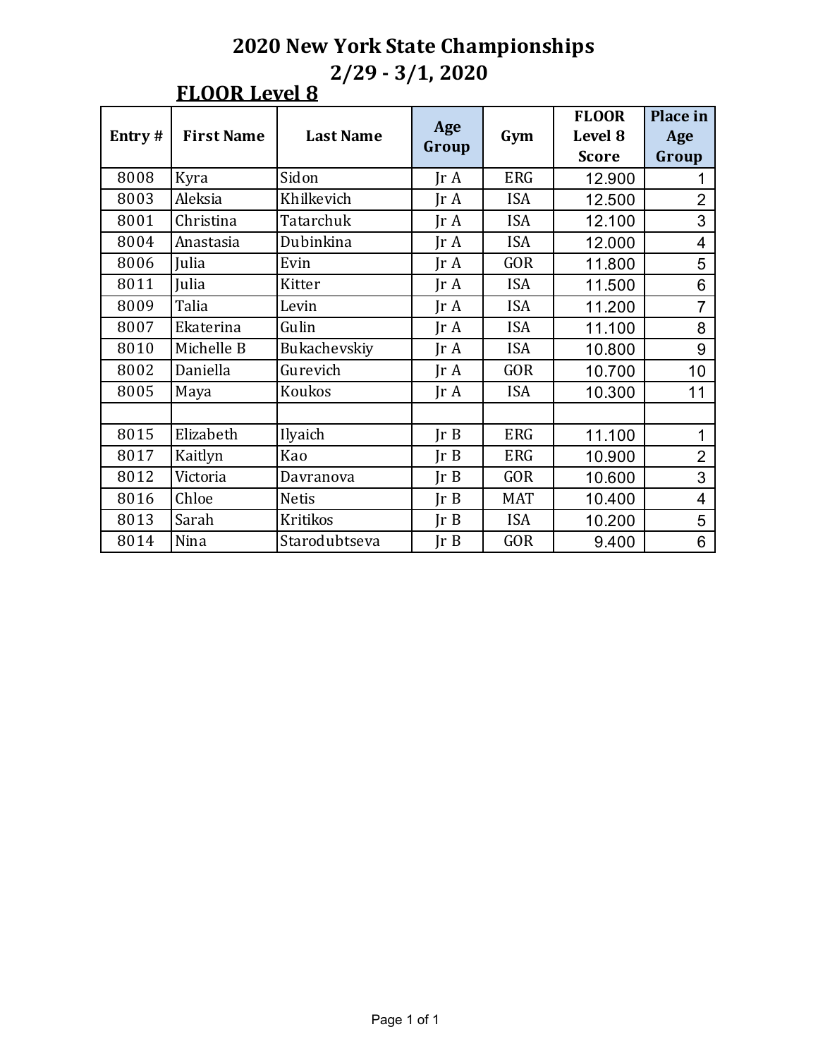# 2020 New York State Championships

## 2/29 - 3/1, 2020

### FLOOR Level 8

| Entry # | First Name | Last Name | Age Group | Gym | FLOOR Level 8 Score | Place in Age Group |
|---|---|---|---|---|---|---|
| 8008 | Kyra | Sidon | Jr A | ERG | 12.900 | 1 |
| 8003 | Aleksia | Khilkevich | Jr A | ISA | 12.500 | 2 |
| 8001 | Christina | Tatarchuk | Jr A | ISA | 12.100 | 3 |
| 8004 | Anastasia | Dubinkina | Jr A | ISA | 12.000 | 4 |
| 8006 | Julia | Evin | Jr A | GOR | 11.800 | 5 |
| 8011 | Julia | Kitter | Jr A | ISA | 11.500 | 6 |
| 8009 | Talia | Levin | Jr A | ISA | 11.200 | 7 |
| 8007 | Ekaterina | Gulin | Jr A | ISA | 11.100 | 8 |
| 8010 | Michelle B | Bukachevskiy | Jr A | ISA | 10.800 | 9 |
| 8002 | Daniella | Gurevich | Jr A | GOR | 10.700 | 10 |
| 8005 | Maya | Koukos | Jr A | ISA | 10.300 | 11 |
| | | | | | | |
| 8015 | Elizabeth | Ilyaich | Jr B | ERG | 11.100 | 1 |
| 8017 | Kaitlyn | Kao | Jr B | ERG | 10.900 | 2 |
| 8012 | Victoria | Davranova | Jr B | GOR | 10.600 | 3 |
| 8016 | Chloe | Netis | Jr B | MAT | 10.400 | 4 |
| 8013 | Sarah | Kritikos | Jr B | ISA | 10.200 | 5 |
| 8014 | Nina | Starodubtseva | Jr B | GOR | 9.400 | 6 |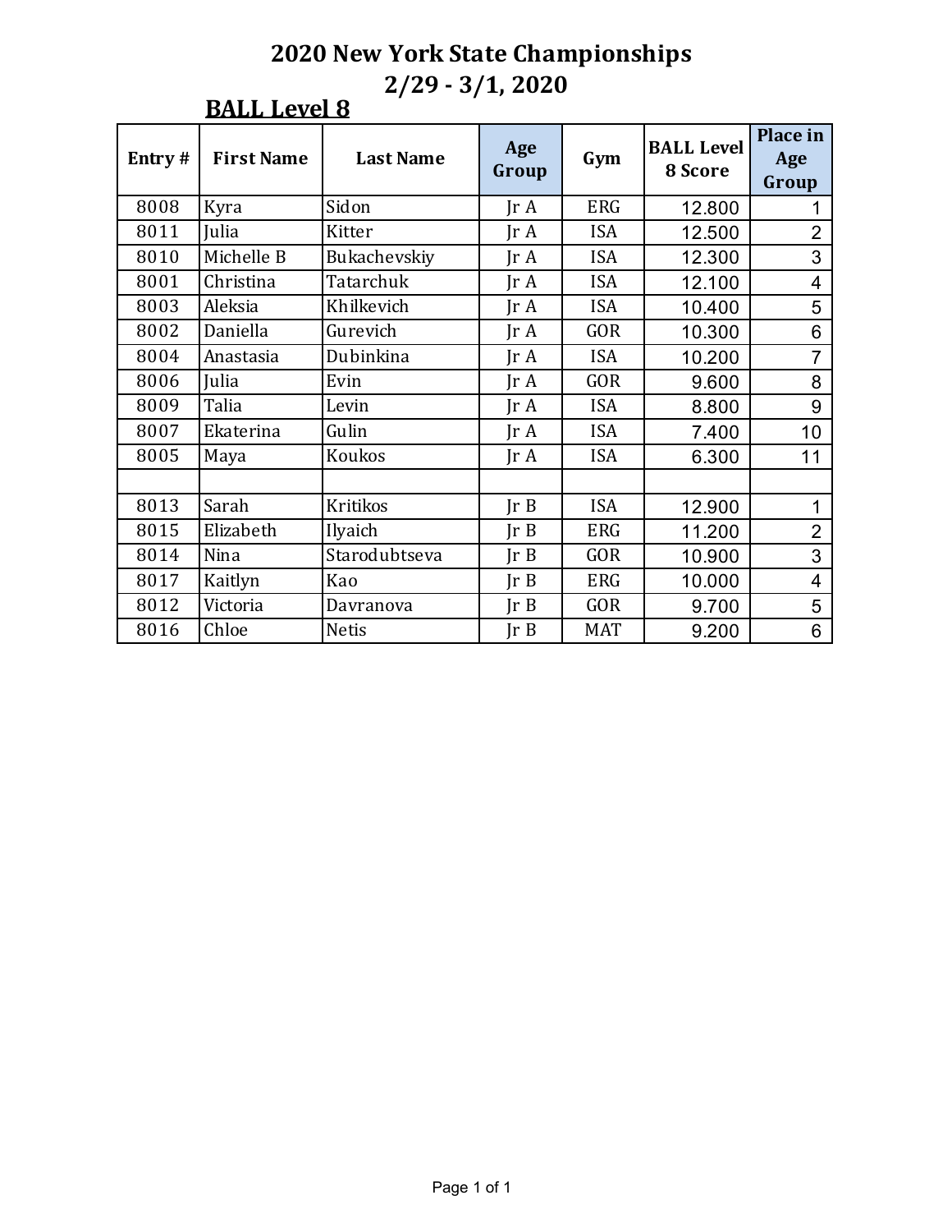# 2020 New York State Championships

## 2/29 - 3/1, 2020

### BALL Level 8

| Entry # | First Name | Last Name | Age Group | Gym | BALL Level 8 Score | Place in Age Group |
|---|---|---|---|---|---|---|
| 8008 | Kyra | Sidon | Jr A | ERG | 12.800 | 1 |
| 8011 | Julia | Kitter | Jr A | ISA | 12.500 | 2 |
| 8010 | Michelle B | Bukachevskiy | Jr A | ISA | 12.300 | 3 |
| 8001 | Christina | Tatarchuk | Jr A | ISA | 12.100 | 4 |
| 8003 | Aleksia | Khilkevich | Jr A | ISA | 10.400 | 5 |
| 8002 | Daniella | Gurevich | Jr A | GOR | 10.300 | 6 |
| 8004 | Anastasia | Dubinkina | Jr A | ISA | 10.200 | 7 |
| 8006 | Julia | Evin | Jr A | GOR | 9.600 | 8 |
| 8009 | Talia | Levin | Jr A | ISA | 8.800 | 9 |
| 8007 | Ekaterina | Gulin | Jr A | ISA | 7.400 | 10 |
| 8005 | Maya | Koukos | Jr A | ISA | 6.300 | 11 |
| | | | | | | |
| 8013 | Sarah | Kritikos | Jr B | ISA | 12.900 | 1 |
| 8015 | Elizabeth | Ilyaich | Jr B | ERG | 11.200 | 2 |
| 8014 | Nina | Starodubtseva | Jr B | GOR | 10.900 | 3 |
| 8017 | Kaitlyn | Kao | Jr B | ERG | 10.000 | 4 |
| 8012 | Victoria | Davranova | Jr B | GOR | 9.700 | 5 |
| 8016 | Chloe | Netis | Jr B | MAT | 9.200 | 6 |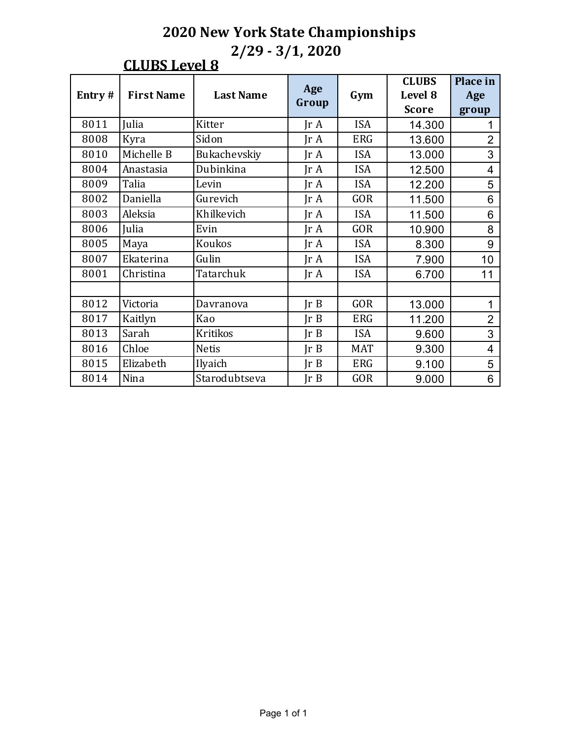# 2020 New York State Championships

## 2/29 - 3/1, 2020

### CLUBS Level 8

| Entry # | First Name | Last Name | Age Group | Gym | CLUBS Level 8 Score | Place in Age group |
|---|---|---|---|---|---|---|
| 8011 | Julia | Kitter | Jr A | ISA | 14.300 | 1 |
| 8008 | Kyra | Sidon | Jr A | ERG | 13.600 | 2 |
| 8010 | Michelle B | Bukachevskiy | Jr A | ISA | 13.000 | 3 |
| 8004 | Anastasia | Dubinkina | Jr A | ISA | 12.500 | 4 |
| 8009 | Talia | Levin | Jr A | ISA | 12.200 | 5 |
| 8002 | Daniella | Gurevich | Jr A | GOR | 11.500 | 6 |
| 8003 | Aleksia | Khilkevich | Jr A | ISA | 11.500 | 6 |
| 8006 | Julia | Evin | Jr A | GOR | 10.900 | 8 |
| 8005 | Maya | Koukos | Jr A | ISA | 8.300 | 9 |
| 8007 | Ekaterina | Gulin | Jr A | ISA | 7.900 | 10 |
| 8001 | Christina | Tatarchuk | Jr A | ISA | 6.700 | 11 |
| | | | | | | |
| 8012 | Victoria | Davranova | Jr B | GOR | 13.000 | 1 |
| 8017 | Kaitlyn | Kao | Jr B | ERG | 11.200 | 2 |
| 8013 | Sarah | Kritikos | Jr B | ISA | 9.600 | 3 |
| 8016 | Chloe | Netis | Jr B | MAT | 9.300 | 4 |
| 8015 | Elizabeth | Ilyaich | Jr B | ERG | 9.100 | 5 |
| 8014 | Nina | Starodubtseva | Jr B | GOR | 9.000 | 6 |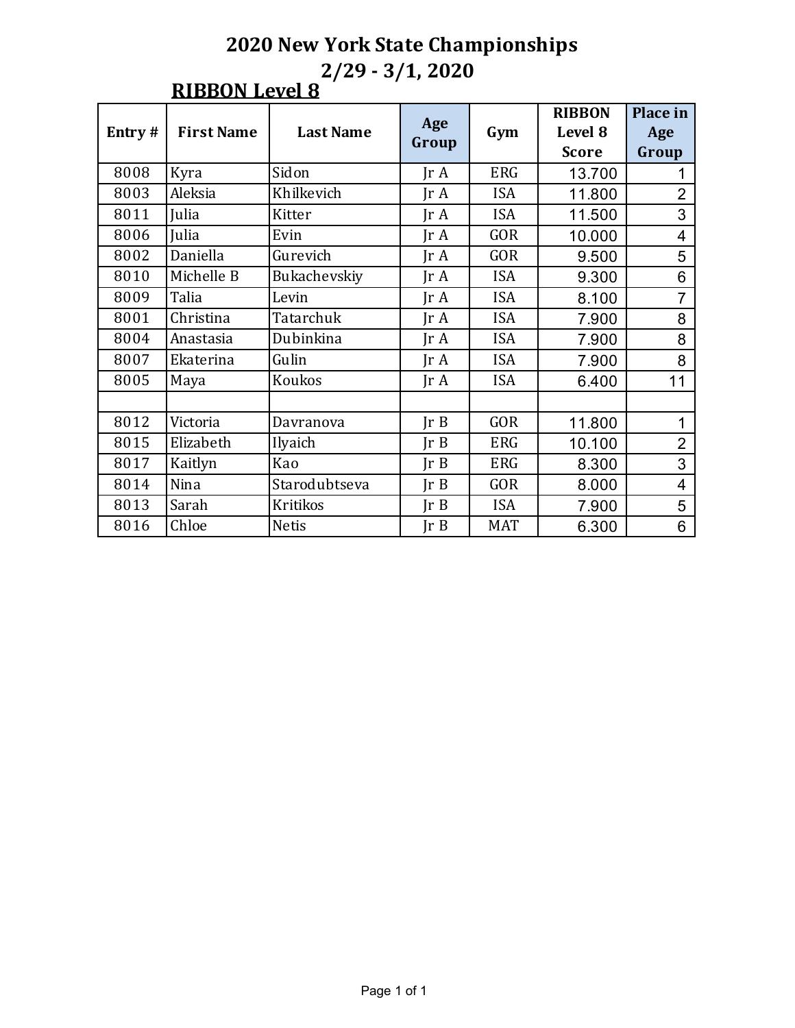# 2020 New York State Championships

## 2/29 - 3/1, 2020

### RIBBON Level 8

| Entry # | First Name | Last Name | Age Group | Gym | RIBBON Level 8 Score | Place in Age Group |
|---|---|---|---|---|---|---|
| 8008 | Kyra | Sidon | Jr A | ERG | 13.700 | 1 |
| 8003 | Aleksia | Khilkevich | Jr A | ISA | 11.800 | 2 |
| 8011 | Julia | Kitter | Jr A | ISA | 11.500 | 3 |
| 8006 | Julia | Evin | Jr A | GOR | 10.000 | 4 |
| 8002 | Daniella | Gurevich | Jr A | GOR | 9.500 | 5 |
| 8010 | Michelle B | Bukachevskiy | Jr A | ISA | 9.300 | 6 |
| 8009 | Talia | Levin | Jr A | ISA | 8.100 | 7 |
| 8001 | Christina | Tatarchuk | Jr A | ISA | 7.900 | 8 |
| 8004 | Anastasia | Dubinkina | Jr A | ISA | 7.900 | 8 |
| 8007 | Ekaterina | Gulin | Jr A | ISA | 7.900 | 8 |
| 8005 | Maya | Koukos | Jr A | ISA | 6.400 | 11 |
| | | | | | | |
| 8012 | Victoria | Davranova | Jr B | GOR | 11.800 | 1 |
| 8015 | Elizabeth | Ilyaich | Jr B | ERG | 10.100 | 2 |
| 8017 | Kaitlyn | Kao | Jr B | ERG | 8.300 | 3 |
| 8014 | Nina | Starodubtseva | Jr B | GOR | 8.000 | 4 |
| 8013 | Sarah | Kritikos | Jr B | ISA | 7.900 | 5 |
| 8016 | Chloe | Netis | Jr B | MAT | 6.300 | 6 |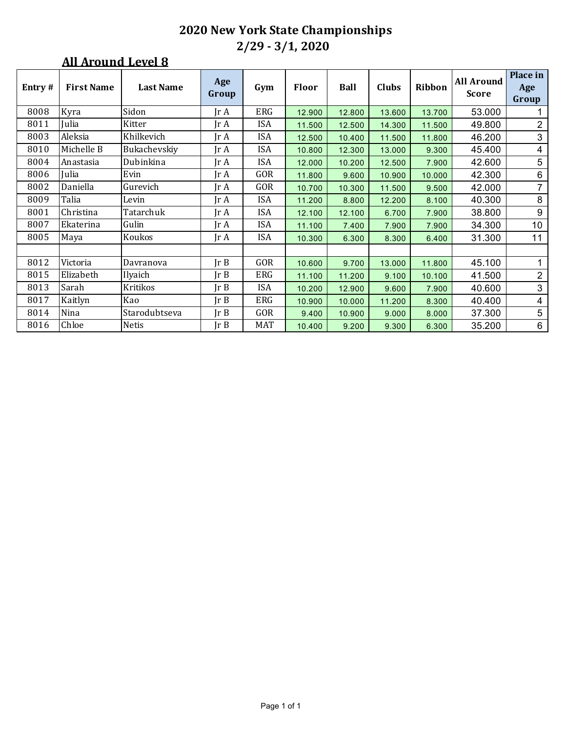# 2020 New York State Championships
## 2/29 - 3/1, 2020

### All Around Level 8

| Entry # | First Name | Last Name | Age Group | Gym | Floor | Ball | Clubs | Ribbon | All Around Score | Place in Age Group |
|---|---|---|---|---|---|---|---|---|---|---|
| 8008 | Kyra | Sidon | Jr A | ERG | 12.900 | 12.800 | 13.600 | 13.700 | 53.000 | 1 |
| 8011 | Julia | Kitter | Jr A | ISA | 11.500 | 12.500 | 14.300 | 11.500 | 49.800 | 2 |
| 8003 | Aleksia | Khilkevich | Jr A | ISA | 12.500 | 10.400 | 11.500 | 11.800 | 46.200 | 3 |
| 8010 | Michelle B | Bukachevskiy | Jr A | ISA | 10.800 | 12.300 | 13.000 | 9.300 | 45.400 | 4 |
| 8004 | Anastasia | Dubinkina | Jr A | ISA | 12.000 | 10.200 | 12.500 | 7.900 | 42.600 | 5 |
| 8006 | Julia | Evin | Jr A | GOR | 11.800 | 9.600 | 10.900 | 10.000 | 42.300 | 6 |
| 8002 | Daniella | Gurevich | Jr A | GOR | 10.700 | 10.300 | 11.500 | 9.500 | 42.000 | 7 |
| 8009 | Talia | Levin | Jr A | ISA | 11.200 | 8.800 | 12.200 | 8.100 | 40.300 | 8 |
| 8001 | Christina | Tatarchuk | Jr A | ISA | 12.100 | 12.100 | 6.700 | 7.900 | 38.800 | 9 |
| 8007 | Ekaterina | Gulin | Jr A | ISA | 11.100 | 7.400 | 7.900 | 7.900 | 34.300 | 10 |
| 8005 | Maya | Koukos | Jr A | ISA | 10.300 | 6.300 | 8.300 | 6.400 | 31.300 | 11 |
| | | | | | | | | | | |
| 8012 | Victoria | Davranova | Jr B | GOR | 10.600 | 9.700 | 13.000 | 11.800 | 45.100 | 1 |
| 8015 | Elizabeth | Ilyaich | Jr B | ERG | 11.100 | 11.200 | 9.100 | 10.100 | 41.500 | 2 |
| 8013 | Sarah | Kritikos | Jr B | ISA | 10.200 | 12.900 | 9.600 | 7.900 | 40.600 | 3 |
| 8017 | Kaitlyn | Kao | Jr B | ERG | 10.900 | 10.000 | 11.200 | 8.300 | 40.400 | 4 |
| 8014 | Nina | Starodubtseva | Jr B | GOR | 9.400 | 10.900 | 9.000 | 8.000 | 37.300 | 5 |
| 8016 | Chloe | Netis | Jr B | MAT | 10.400 | 9.200 | 9.300 | 6.300 | 35.200 | 6 |